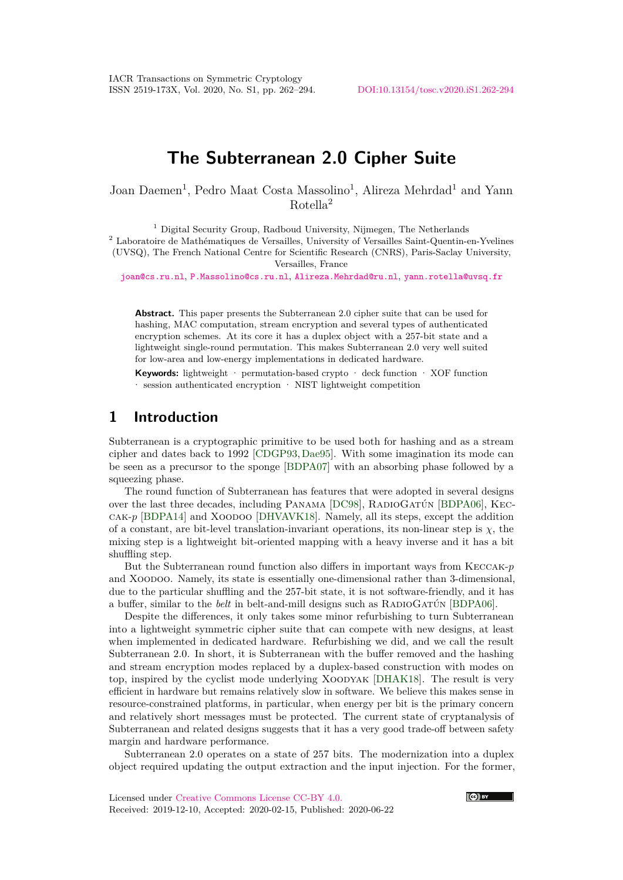# The Subterranean 2.0 Cipher Suite

Joan Daemen[1], Pedro Maat Costa Massolino[1], Alireza Mehrdad[1] and Yann Rotella[2]

[1] Digital Security Group, Radboud University, Nijmegen, The Netherlands
[2] Laboratoire de Mathématiques de Versailles, University of Versailles Saint-Quentin-en-Yvelines (UVSQ), The French National Centre for Scientific Research (CNRS), Paris-Saclay University, Versailles, France

joan@cs.ru.nl, P.Massolino@cs.ru.nl, Alireza.Mehrdad@ru.nl, yann.rotella@uvsq.fr

**Abstract.** This paper presents the Subterranean 2.0 cipher suite that can be used for hashing, MAC computation, stream encryption and several types of authenticated encryption schemes. At its core it has a duplex object with a 257-bit state and a lightweight single-round permutation. This makes Subterranean 2.0 very well suited for low-area and low-energy implementations in dedicated hardware.

**Keywords:** lightweight · permutation-based crypto · deck function · XOF function · session authenticated encryption · NIST lightweight competition

## 1 Introduction

Subterranean is a cryptographic primitive to be used both for hashing and as a stream cipher and dates back to 1992 [CDGP93, Dae95]. With some imagination its mode can be seen as a precursor to the sponge [BDPA07] with an absorbing phase followed by a squeezing phase.

The round function of Subterranean has features that were adopted in several designs over the last three decades, including Panama [DC98], RadioGatún [BDPA06], Keccak-$p$ [BDPA14] and Xoodoo [DHVAVK18]. Namely, all its steps, except the addition of a constant, are bit-level translation-invariant operations, its non-linear step is $\chi$, the mixing step is a lightweight bit-oriented mapping with a heavy inverse and it has a bit shuffling step.

But the Subterranean round function also differs in important ways from Keccak-$p$ and Xoodoo. Namely, its state is essentially one-dimensional rather than 3-dimensional, due to the particular shuffling and the 257-bit state, it is not software-friendly, and it has a buffer, similar to the *belt* in belt-and-mill designs such as RadioGatún [BDPA06].

Despite the differences, it only takes some minor refurbishing to turn Subterranean into a lightweight symmetric cipher suite that can compete with new designs, at least when implemented in dedicated hardware. Refurbishing we did, and we call the result Subterranean 2.0. In short, it is Subterranean with the buffer removed and the hashing and stream encryption modes replaced by a duplex-based construction with modes on top, inspired by the cyclist mode underlying Xoodyak [DHAK18]. The result is very efficient in hardware but remains relatively slow in software. We believe this makes sense in resource-constrained platforms, in particular, when energy per bit is the primary concern and relatively short messages must be protected. The current state of cryptanalysis of Subterranean and related designs suggests that it has a very good trade-off between safety margin and hardware performance.

Subterranean 2.0 operates on a state of 257 bits. The modernization into a duplex object required updating the output extraction and the input injection. For the former,

Licensed under Creative Commons License CC-BY 4.0.
Received: 2019-12-10, Accepted: 2020-02-15, Published: 2020-06-22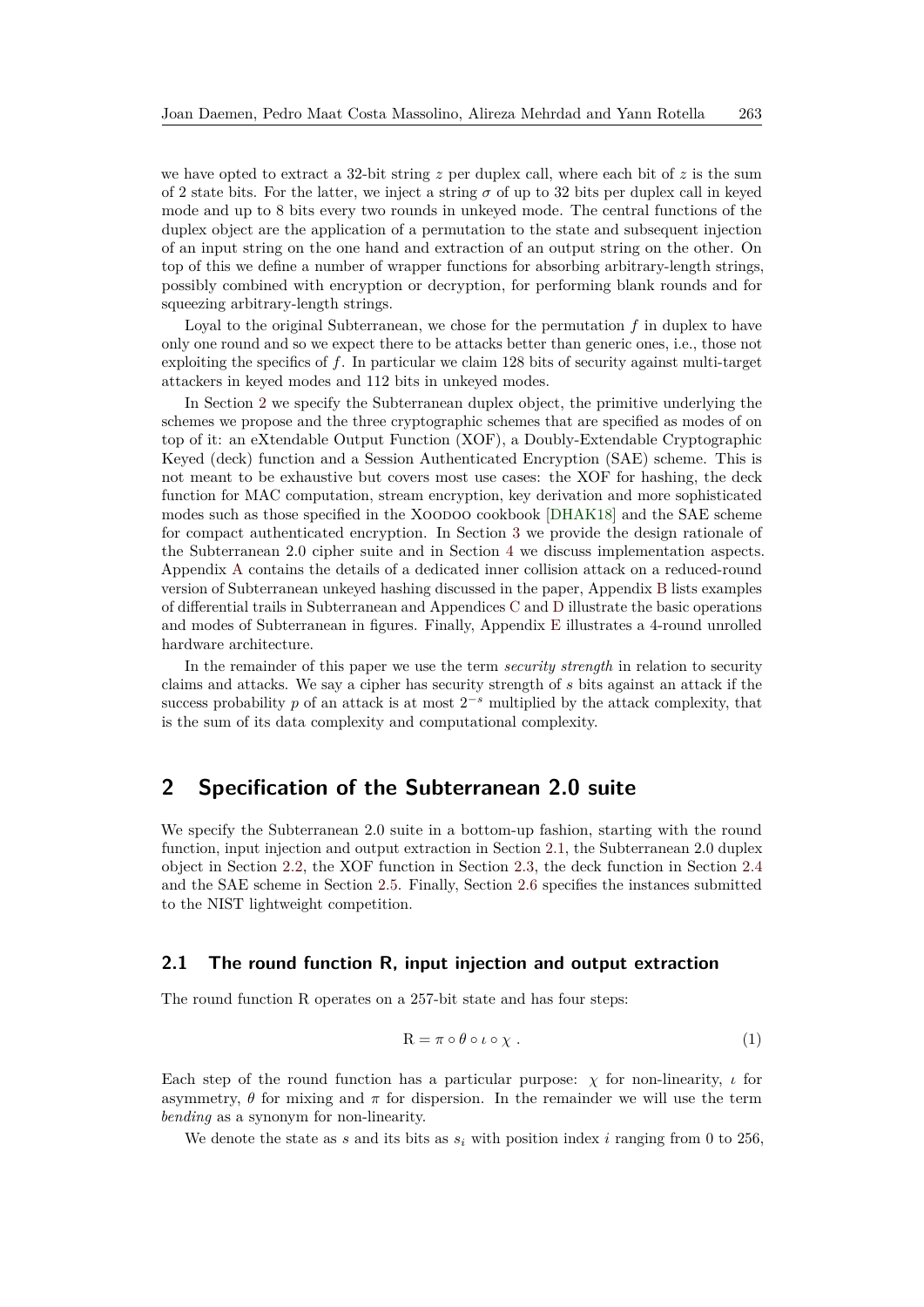we have opted to extract a 32-bit string $z$ per duplex call, where each bit of $z$ is the sum of 2 state bits. For the latter, we inject a string $\sigma$ of up to 32 bits per duplex call in keyed mode and up to 8 bits every two rounds in unkeyed mode. The central functions of the duplex object are the application of a permutation to the state and subsequent injection of an input string on the one hand and extraction of an output string on the other. On top of this we define a number of wrapper functions for absorbing arbitrary-length strings, possibly combined with encryption or decryption, for performing blank rounds and for squeezing arbitrary-length strings.

Loyal to the original Subterranean, we chose for the permutation $f$ in duplex to have only one round and so we expect there to be attacks better than generic ones, i.e., those not exploiting the specifics of $f$. In particular we claim 128 bits of security against multi-target attackers in keyed modes and 112 bits in unkeyed modes.

In Section 2 we specify the Subterranean duplex object, the primitive underlying the schemes we propose and the three cryptographic schemes that are specified as modes of on top of it: an eXtendable Output Function (XOF), a Doubly-Extendable Cryptographic Keyed (deck) function and a Session Authenticated Encryption (SAE) scheme. This is not meant to be exhaustive but covers most use cases: the XOF for hashing, the deck function for MAC computation, stream encryption, key derivation and more sophisticated modes such as those specified in the Xoodoo cookbook [DHAK18] and the SAE scheme for compact authenticated encryption. In Section 3 we provide the design rationale of the Subterranean 2.0 cipher suite and in Section 4 we discuss implementation aspects. Appendix A contains the details of a dedicated inner collision attack on a reduced-round version of Subterranean unkeyed hashing discussed in the paper, Appendix B lists examples of differential trails in Subterranean and Appendices C and D illustrate the basic operations and modes of Subterranean in figures. Finally, Appendix E illustrates a 4-round unrolled hardware architecture.

In the remainder of this paper we use the term *security strength* in relation to security claims and attacks. We say a cipher has security strength of $s$ bits against an attack if the success probability $p$ of an attack is at most $2^{-s}$ multiplied by the attack complexity, that is the sum of its data complexity and computational complexity.

## 2 Specification of the Subterranean 2.0 suite

We specify the Subterranean 2.0 suite in a bottom-up fashion, starting with the round function, input injection and output extraction in Section 2.1, the Subterranean 2.0 duplex object in Section 2.2, the XOF function in Section 2.3, the deck function in Section 2.4 and the SAE scheme in Section 2.5. Finally, Section 2.6 specifies the instances submitted to the NIST lightweight competition.

### 2.1 The round function R, input injection and output extraction

The round function R operates on a 257-bit state and has four steps:

$$\mathrm{R} = \pi \circ \theta \circ \iota \circ \chi \,. \tag{1}$$

Each step of the round function has a particular purpose: $\chi$ for non-linearity, $\iota$ for asymmetry, $\theta$ for mixing and $\pi$ for dispersion. In the remainder we will use the term *bending* as a synonym for non-linearity.

We denote the state as $s$ and its bits as $s_i$ with position index $i$ ranging from 0 to 256,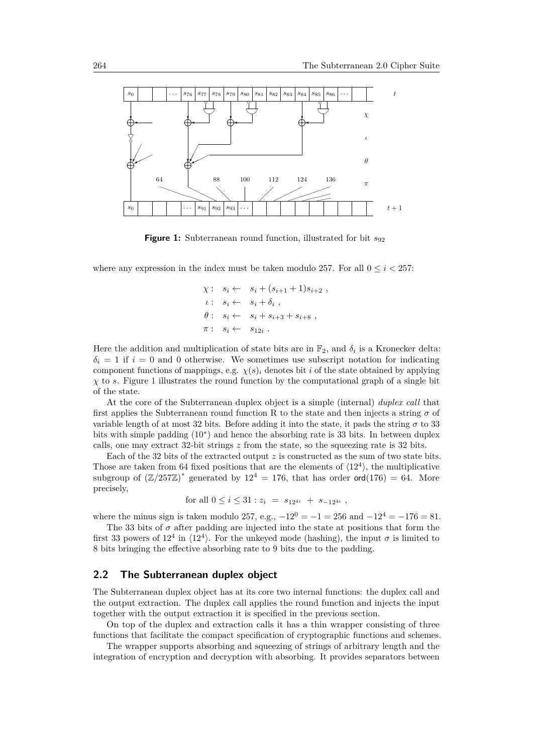**Figure 1:** Subterranean round function, illustrated for bit $s_{92}$

where any expression in the index must be taken modulo 257. For all $0 \leq i < 257$:

$$
\begin{aligned}
\chi: &\quad s_i \leftarrow \quad s_i + (s_{i+1} + 1)s_{i+2} \ , \\
\iota: &\quad s_i \leftarrow \quad s_i + \delta_i \ , \\
\theta: &\quad s_i \leftarrow \quad s_i + s_{i+3} + s_{i+8} \ , \\
\pi: &\quad s_i \leftarrow \quad s_{12i} \ .
\end{aligned}
$$

Here the addition and multiplication of state bits are in $\mathbb{F}_2$, and $\delta_i$ is a Kronecker delta: $\delta_i = 1$ if $i = 0$ and 0 otherwise. We sometimes use subscript notation for indicating component functions of mappings, e.g. $\chi(s)_i$ denotes bit $i$ of the state obtained by applying $\chi$ to $s$. Figure 1 illustrates the round function by the computational graph of a single bit of the state.

At the core of the Subterranean duplex object is a simple (internal) *duplex call* that first applies the Subterranean round function R to the state and then injects a string $\sigma$ of variable length of at most 32 bits. Before adding it into the state, it pads the string $\sigma$ to 33 bits with simple padding ($10^*$) and hence the absorbing rate is 33 bits. In between duplex calls, one may extract 32-bit strings $z$ from the state, so the squeezing rate is 32 bits.

Each of the 32 bits of the extracted output $z$ is constructed as the sum of two state bits. Those are taken from 64 fixed positions that are the elements of $\langle 12^4 \rangle$, the multiplicative subgroup of $(\mathbb{Z}/257\mathbb{Z})^*$ generated by $12^4 = 176$, that has order $\mathsf{ord}(176) = 64$. More precisely,

$$
\text{for all } 0 \leq i \leq 31 : z_i \ = \ s_{12^{4i}} \ + \ s_{-12^{4i}} \ ,
$$

where the minus sign is taken modulo 257, e.g., $-12^0 = -1 = 256$ and $-12^4 = -176 = 81$.

The 33 bits of $\sigma$ after padding are injected into the state at positions that form the first 33 powers of $12^4$ in $\langle 12^4 \rangle$. For the unkeyed mode (hashing), the input $\sigma$ is limited to 8 bits bringing the effective absorbing rate to 9 bits due to the padding.

## 2.2 The Subterranean duplex object

The Subterranean duplex object has at its core two internal functions: the duplex call and the output extraction. The duplex call applies the round function and injects the input together with the output extraction it is specified in the previous section.

On top of the duplex and extraction calls it has a thin wrapper consisting of three functions that facilitate the compact specification of cryptographic functions and schemes.

The wrapper supports absorbing and squeezing of strings of arbitrary length and the integration of encryption and decryption with absorbing. It provides separators between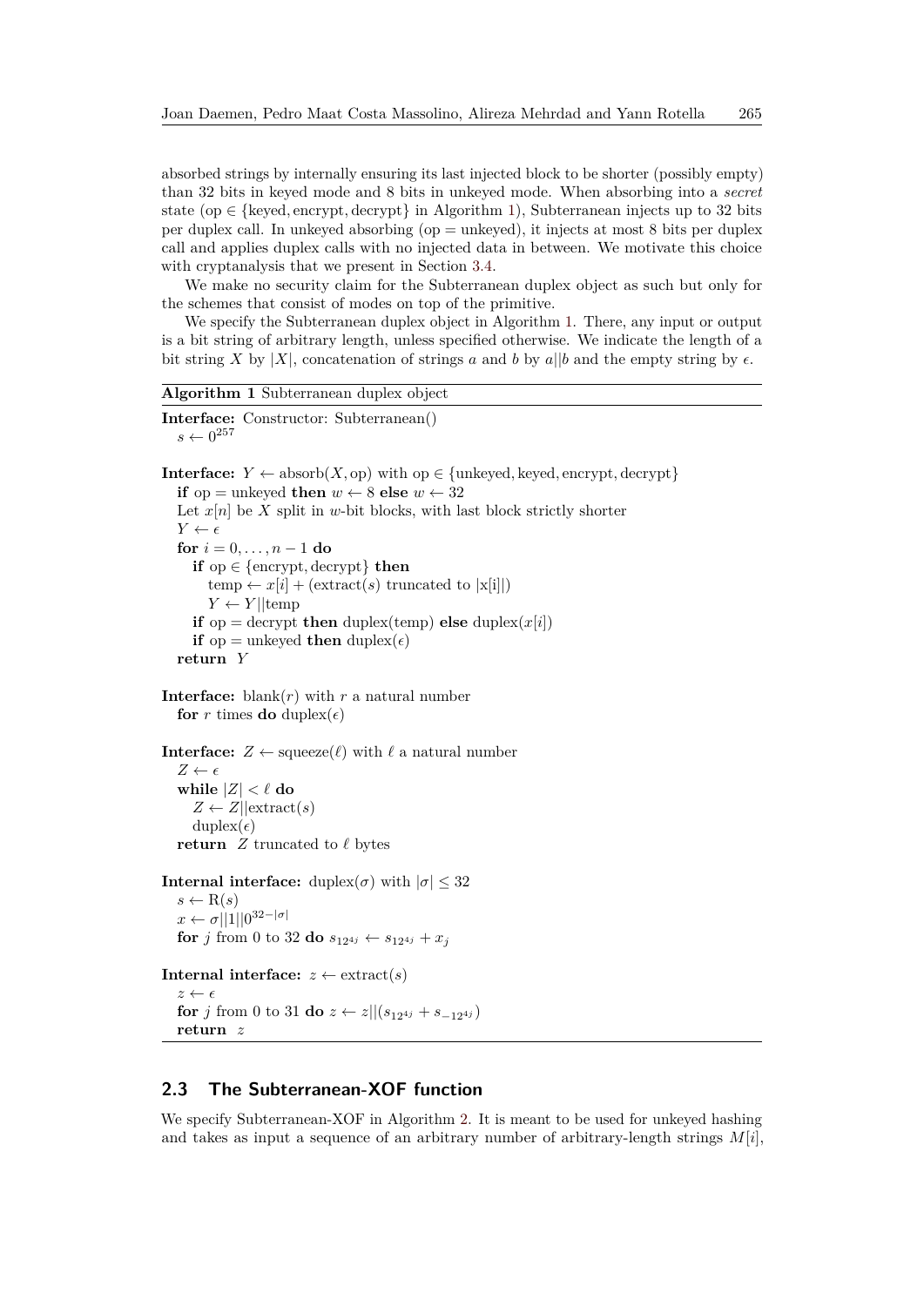absorbed strings by internally ensuring its last injected block to be shorter (possibly empty) than 32 bits in keyed mode and 8 bits in unkeyed mode. When absorbing into a *secret* state (op $\in$ {keyed, encrypt, decrypt} in Algorithm 1), Subterranean injects up to 32 bits per duplex call. In unkeyed absorbing (op = unkeyed), it injects at most 8 bits per duplex call and applies duplex calls with no injected data in between. We motivate this choice with cryptanalysis that we present in Section 3.4.

We make no security claim for the Subterranean duplex object as such but only for the schemes that consist of modes on top of the primitive.

We specify the Subterranean duplex object in Algorithm 1. There, any input or output is a bit string of arbitrary length, unless specified otherwise. We indicate the length of a bit string $X$ by $|X|$, concatenation of strings $a$ and $b$ by $a||b$ and the empty string by $\epsilon$.

**Algorithm 1** Subterranean duplex object

**Interface:** Constructor: Subterranean()
  $s \leftarrow 0^{257}$

**Interface:** $Y \leftarrow \text{absorb}(X, \text{op})$ with $\text{op} \in \{\text{unkeyed}, \text{keyed}, \text{encrypt}, \text{decrypt}\}$
  **if** op = unkeyed **then** $w \leftarrow 8$ **else** $w \leftarrow 32$
  Let $x[n]$ be $X$ split in $w$-bit blocks, with last block strictly shorter
  $Y \leftarrow \epsilon$
  **for** $i = 0, \ldots, n-1$ **do**
    **if** $\text{op} \in \{\text{encrypt}, \text{decrypt}\}$ **then**
      $\text{temp} \leftarrow x[i] + (\text{extract}(s) \text{ truncated to } |\text{x[i]}|)$
      $Y \leftarrow Y||\text{temp}$
    **if** op = decrypt **then** duplex(temp) **else** duplex($x[i]$)
    **if** op = unkeyed **then** duplex($\epsilon$)
  **return** $Y$

**Interface:** blank($r$) with $r$ a natural number
  **for** $r$ times **do** duplex($\epsilon$)

**Interface:** $Z \leftarrow \text{squeeze}(\ell)$ with $\ell$ a natural number
  $Z \leftarrow \epsilon$
  **while** $|Z| < \ell$ **do**
    $Z \leftarrow Z||\text{extract}(s)$
    duplex($\epsilon$)
  **return** $Z$ truncated to $\ell$ bytes

**Internal interface:** duplex($\sigma$) with $|\sigma| \leq 32$
  $s \leftarrow \text{R}(s)$
  $x \leftarrow \sigma||1||0^{32-|\sigma|}$
  **for** $j$ from 0 to 32 **do** $s_{12^{4j}} \leftarrow s_{12^{4j}} + x_j$

**Internal interface:** $z \leftarrow \text{extract}(s)$
  $z \leftarrow \epsilon$
  **for** $j$ from 0 to 31 **do** $z \leftarrow z||(s_{12^{4j}} + s_{-12^{4j}})$
  **return** $z$

## 2.3 The Subterranean-XOF function

We specify Subterranean-XOF in Algorithm 2. It is meant to be used for unkeyed hashing and takes as input a sequence of an arbitrary number of arbitrary-length strings $M[i]$,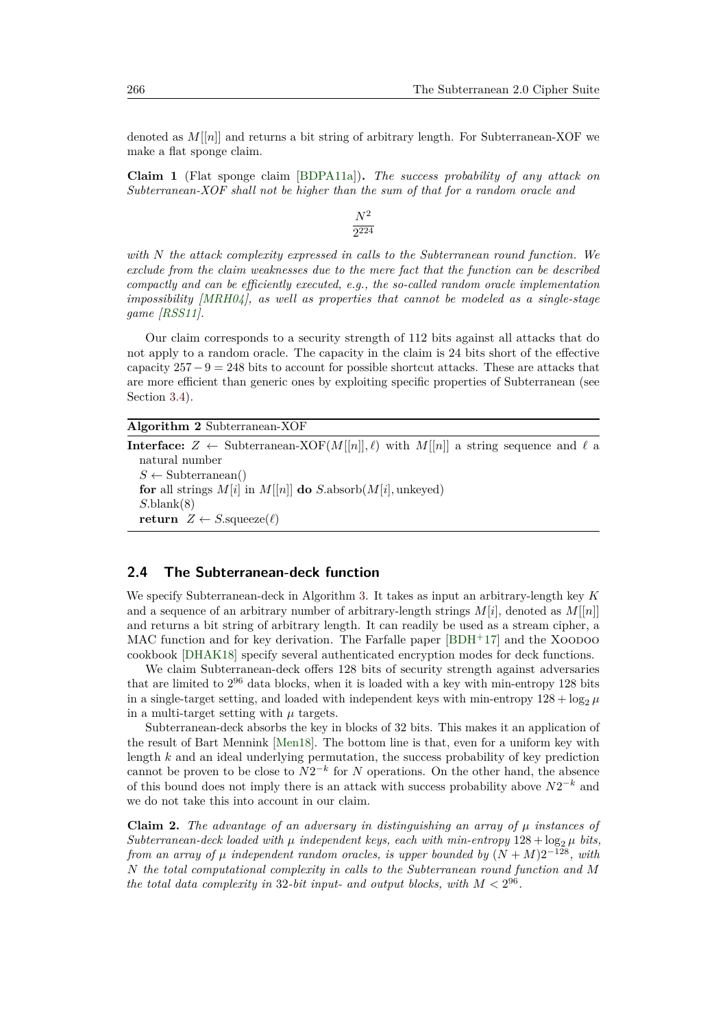denoted as $M[[n]]$ and returns a bit string of arbitrary length. For Subterranean-XOF we make a flat sponge claim.

**Claim 1** (Flat sponge claim [BDPA11a])**.** *The success probability of any attack on Subterranean-XOF shall not be higher than the sum of that for a random oracle and*

$$\frac{N^2}{2^{224}}$$

*with $N$ the attack complexity expressed in calls to the Subterranean round function. We exclude from the claim weaknesses due to the mere fact that the function can be described compactly and can be efficiently executed, e.g., the so-called random oracle implementation impossibility [MRH04], as well as properties that cannot be modeled as a single-stage game [RSS11].*

Our claim corresponds to a security strength of 112 bits against all attacks that do not apply to a random oracle. The capacity in the claim is 24 bits short of the effective capacity $257 - 9 = 248$ bits to account for possible shortcut attacks. These are attacks that are more efficient than generic ones by exploiting specific properties of Subterranean (see Section 3.4).

**Algorithm 2** Subterranean-XOF

**Interface:** $Z \leftarrow$ Subterranean-XOF$(M[[n]], \ell)$ with $M[[n]]$ a string sequence and $\ell$ a natural number
$S \leftarrow$ Subterranean()
**for** all strings $M[i]$ in $M[[n]]$ **do** $S$.absorb$(M[i], \text{unkeyed})$
$S$.blank(8)
**return** $Z \leftarrow S$.squeeze$(\ell)$

## 2.4 The Subterranean-deck function

We specify Subterranean-deck in Algorithm 3. It takes as input an arbitrary-length key $K$ and a sequence of an arbitrary number of arbitrary-length strings $M[i]$, denoted as $M[[n]]$ and returns a bit string of arbitrary length. It can readily be used as a stream cipher, a MAC function and for key derivation. The Farfalle paper [BDH+17] and the Xoodoo cookbook [DHAK18] specify several authenticated encryption modes for deck functions.

We claim Subterranean-deck offers 128 bits of security strength against adversaries that are limited to $2^{96}$ data blocks, when it is loaded with a key with min-entropy 128 bits in a single-target setting, and loaded with independent keys with min-entropy $128 + \log_2 \mu$ in a multi-target setting with $\mu$ targets.

Subterranean-deck absorbs the key in blocks of 32 bits. This makes it an application of the result of Bart Mennink [Men18]. The bottom line is that, even for a uniform key with length $k$ and an ideal underlying permutation, the success probability of key prediction cannot be proven to be close to $N2^{-k}$ for $N$ operations. On the other hand, the absence of this bound does not imply there is an attack with success probability above $N2^{-k}$ and we do not take this into account in our claim.

**Claim 2.** *The advantage of an adversary in distinguishing an array of $\mu$ instances of Subterranean-deck loaded with $\mu$ independent keys, each with min-entropy $128 + \log_2 \mu$ bits, from an array of $\mu$ independent random oracles, is upper bounded by $(N + M)2^{-128}$, with $N$ the total computational complexity in calls to the Subterranean round function and $M$ the total data complexity in 32-bit input- and output blocks, with $M < 2^{96}$.*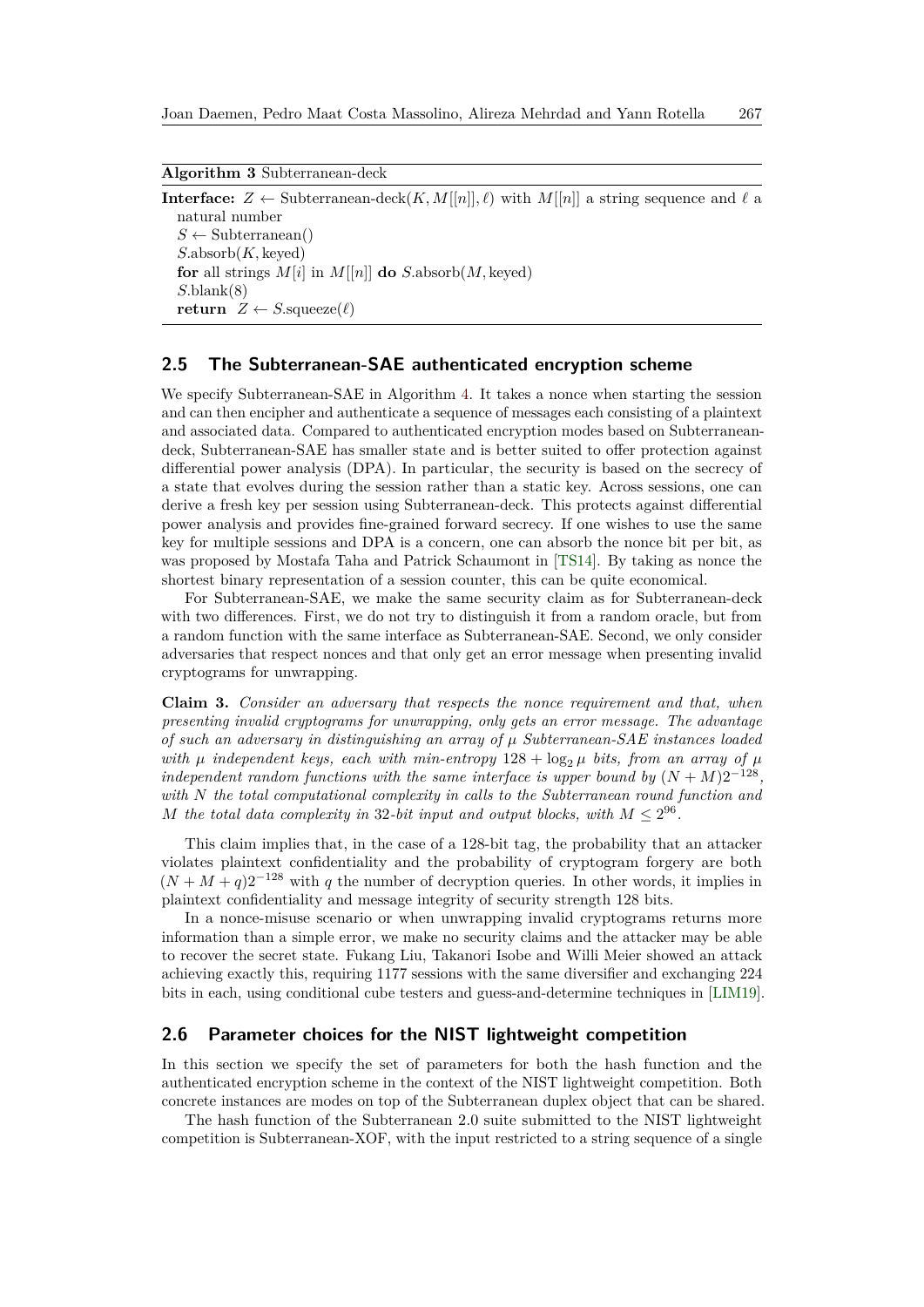**Algorithm 3** Subterranean-deck

**Interface:** $Z \leftarrow$ Subterranean-deck$(K, M[[n]], \ell)$ with $M[[n]]$ a string sequence and $\ell$ a natural number
$S \leftarrow$ Subterranean()
$S$.absorb$(K, \text{keyed})$
**for** all strings $M[i]$ in $M[[n]]$ **do** $S$.absorb$(M, \text{keyed})$
$S$.blank(8)
**return** $Z \leftarrow S$.squeeze$(\ell)$

## 2.5 The Subterranean-SAE authenticated encryption scheme

We specify Subterranean-SAE in Algorithm 4. It takes a nonce when starting the session and can then encipher and authenticate a sequence of messages each consisting of a plaintext and associated data. Compared to authenticated encryption modes based on Subterranean-deck, Subterranean-SAE has smaller state and is better suited to offer protection against differential power analysis (DPA). In particular, the security is based on the secrecy of a state that evolves during the session rather than a static key. Across sessions, one can derive a fresh key per session using Subterranean-deck. This protects against differential power analysis and provides fine-grained forward secrecy. If one wishes to use the same key for multiple sessions and DPA is a concern, one can absorb the nonce bit per bit, as was proposed by Mostafa Taha and Patrick Schaumont in [TS14]. By taking as nonce the shortest binary representation of a session counter, this can be quite economical.

For Subterranean-SAE, we make the same security claim as for Subterranean-deck with two differences. First, we do not try to distinguish it from a random oracle, but from a random function with the same interface as Subterranean-SAE. Second, we only consider adversaries that respect nonces and that only get an error message when presenting invalid cryptograms for unwrapping.

**Claim 3.** *Consider an adversary that respects the nonce requirement and that, when presenting invalid cryptograms for unwrapping, only gets an error message. The advantage of such an adversary in distinguishing an array of $\mu$ Subterranean-SAE instances loaded with $\mu$ independent keys, each with min-entropy $128 + \log_2 \mu$ bits, from an array of $\mu$ independent random functions with the same interface is upper bound by $(N + M)2^{-128}$, with $N$ the total computational complexity in calls to the Subterranean round function and $M$ the total data complexity in 32-bit input and output blocks, with $M \leq 2^{96}$.*

This claim implies that, in the case of a 128-bit tag, the probability that an attacker violates plaintext confidentiality and the probability of cryptogram forgery are both $(N + M + q)2^{-128}$ with $q$ the number of decryption queries. In other words, it implies in plaintext confidentiality and message integrity of security strength 128 bits.

In a nonce-misuse scenario or when unwrapping invalid cryptograms returns more information than a simple error, we make no security claims and the attacker may be able to recover the secret state. Fukang Liu, Takanori Isobe and Willi Meier showed an attack achieving exactly this, requiring 1177 sessions with the same diversifier and exchanging 224 bits in each, using conditional cube testers and guess-and-determine techniques in [LIM19].

## 2.6 Parameter choices for the NIST lightweight competition

In this section we specify the set of parameters for both the hash function and the authenticated encryption scheme in the context of the NIST lightweight competition. Both concrete instances are modes on top of the Subterranean duplex object that can be shared.

The hash function of the Subterranean 2.0 suite submitted to the NIST lightweight competition is Subterranean-XOF, with the input restricted to a string sequence of a single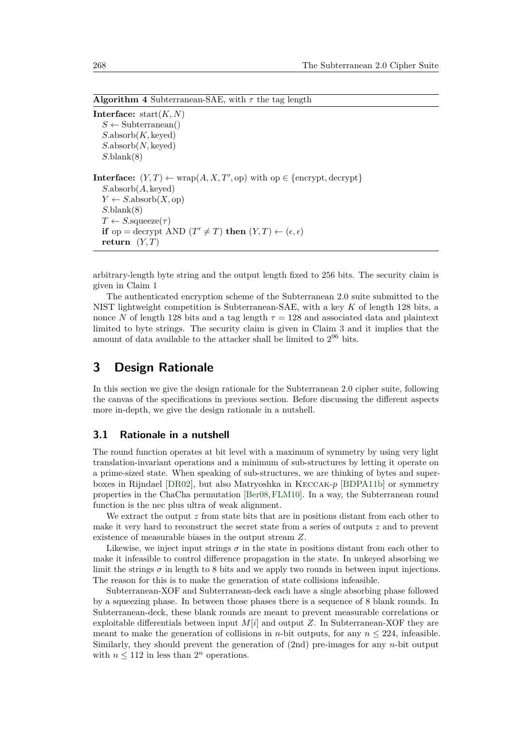**Algorithm 4** Subterranean-SAE, with $\tau$ the tag length

**Interface:** start$(K, N)$
  $S \leftarrow$ Subterranean()
  $S$.absorb$(K, \text{keyed})$
  $S$.absorb$(N, \text{keyed})$
  $S$.blank(8)

**Interface:** $(Y, T) \leftarrow \text{wrap}(A, X, T', \text{op})$ with $\text{op} \in \{\text{encrypt}, \text{decrypt}\}$
  $S$.absorb$(A, \text{keyed})$
  $Y \leftarrow S.\text{absorb}(X, \text{op})$
  $S$.blank(8)
  $T \leftarrow S.\text{squeeze}(\tau)$
  **if** op = decrypt AND $(T' \neq T)$ **then** $(Y, T) \leftarrow (\epsilon, \epsilon)$
  **return** $(Y, T)$

arbitrary-length byte string and the output length fixed to 256 bits. The security claim is given in Claim 1

The authenticated encryption scheme of the Subterranean 2.0 suite submitted to the NIST lightweight competition is Subterranean-SAE, with a key $K$ of length 128 bits, a nonce $N$ of length 128 bits and a tag length $\tau = 128$ and associated data and plaintext limited to byte strings. The security claim is given in Claim 3 and it implies that the amount of data available to the attacker shall be limited to $2^{96}$ bits.

# 3 Design Rationale

In this section we give the design rationale for the Subterranean 2.0 cipher suite, following the canvas of the specifications in previous section. Before discussing the different aspects more in-depth, we give the design rationale in a nutshell.

## 3.1 Rationale in a nutshell

The round function operates at bit level with a maximum of symmetry by using very light translation-invariant operations and a minimum of sub-structures by letting it operate on a prime-sized state. When speaking of sub-structures, we are thinking of bytes and super-boxes in Rijndael [DR02], but also Matryoshka in Keccak-$p$ [BDPA11b] or symmetry properties in the ChaCha permutation [Ber08, FLM10]. In a way, the Subterranean round function is the nec plus ultra of weak alignment.

We extract the output $z$ from state bits that are in positions distant from each other to make it very hard to reconstruct the secret state from a series of outputs $z$ and to prevent existence of measurable biases in the output stream $Z$.

Likewise, we inject input strings $\sigma$ in the state in positions distant from each other to make it infeasible to control difference propagation in the state. In unkeyed absorbing we limit the strings $\sigma$ in length to 8 bits and we apply two rounds in between input injections. The reason for this is to make the generation of state collisions infeasible.

Subterranean-XOF and Subterranean-deck each have a single absorbing phase followed by a squeezing phase. In between those phases there is a sequence of 8 blank rounds. In Subterranean-deck, these blank rounds are meant to prevent measurable correlations or exploitable differentials between input $M[i]$ and output $Z$. In Subterranean-XOF they are meant to make the generation of collisions in $n$-bit outputs, for any $n \leq 224$, infeasible. Similarly, they should prevent the generation of (2nd) pre-images for any $n$-bit output with $n \leq 112$ in less than $2^n$ operations.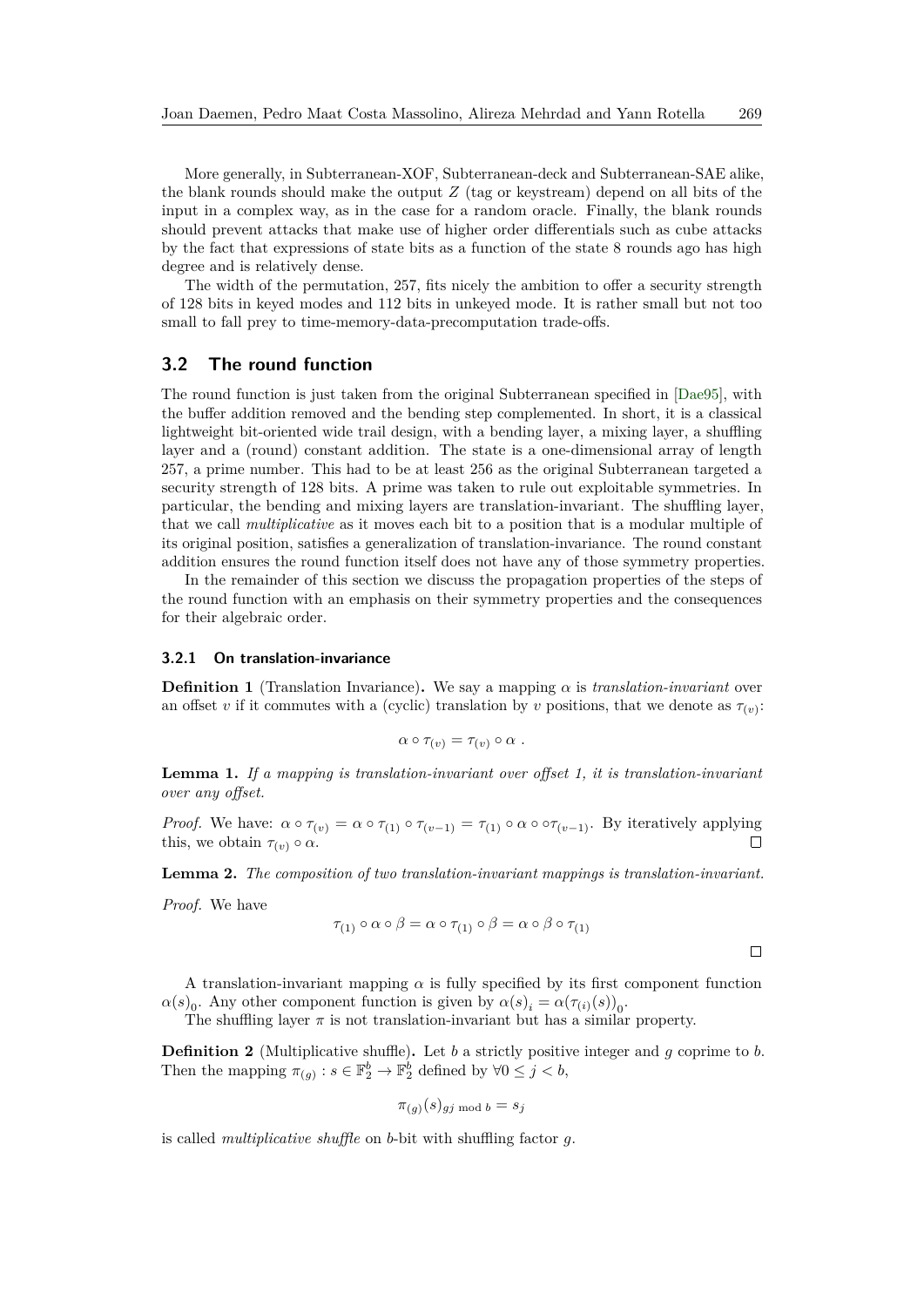More generally, in Subterranean-XOF, Subterranean-deck and Subterranean-SAE alike, the blank rounds should make the output $Z$ (tag or keystream) depend on all bits of the input in a complex way, as in the case for a random oracle. Finally, the blank rounds should prevent attacks that make use of higher order differentials such as cube attacks by the fact that expressions of state bits as a function of the state 8 rounds ago has high degree and is relatively dense.

The width of the permutation, 257, fits nicely the ambition to offer a security strength of 128 bits in keyed modes and 112 bits in unkeyed mode. It is rather small but not too small to fall prey to time-memory-data-precomputation trade-offs.

## 3.2 The round function

The round function is just taken from the original Subterranean specified in [Dae95], with the buffer addition removed and the bending step complemented. In short, it is a classical lightweight bit-oriented wide trail design, with a bending layer, a mixing layer, a shuffling layer and a (round) constant addition. The state is a one-dimensional array of length 257, a prime number. This had to be at least 256 as the original Subterranean targeted a security strength of 128 bits. A prime was taken to rule out exploitable symmetries. In particular, the bending and mixing layers are translation-invariant. The shuffling layer, that we call *multiplicative* as it moves each bit to a position that is a modular multiple of its original position, satisfies a generalization of translation-invariance. The round constant addition ensures the round function itself does not have any of those symmetry properties.

In the remainder of this section we discuss the propagation properties of the steps of the round function with an emphasis on their symmetry properties and the consequences for their algebraic order.

### 3.2.1 On translation-invariance

**Definition 1** (Translation Invariance)**.** We say a mapping $\alpha$ is *translation-invariant* over an offset $v$ if it commutes with a (cyclic) translation by $v$ positions, that we denote as $\tau_{(v)}$:

$$\alpha \circ \tau_{(v)} = \tau_{(v)} \circ \alpha \ .$$

**Lemma 1.** *If a mapping is translation-invariant over offset 1, it is translation-invariant over any offset.*

*Proof.* We have: $\alpha \circ \tau_{(v)} = \alpha \circ \tau_{(1)} \circ \tau_{(v-1)} = \tau_{(1)} \circ \alpha \circ \circ \tau_{(v-1)}$. By iteratively applying this, we obtain $\tau_{(v)} \circ \alpha$. □

**Lemma 2.** *The composition of two translation-invariant mappings is translation-invariant.*

*Proof.* We have

$$\tau_{(1)} \circ \alpha \circ \beta = \alpha \circ \tau_{(1)} \circ \beta = \alpha \circ \beta \circ \tau_{(1)}$$

□

A translation-invariant mapping $\alpha$ is fully specified by its first component function $\alpha(s)_0$. Any other component function is given by $\alpha(s)_i = \alpha(\tau_{(i)}(s))_0$.

The shuffling layer $\pi$ is not translation-invariant but has a similar property.

**Definition 2** (Multiplicative shuffle)**.** Let $b$ a strictly positive integer and $g$ coprime to $b$. Then the mapping $\pi_{(g)} : s \in \mathbb{F}_2^b \to \mathbb{F}_2^b$ defined by $\forall 0 \leq j < b$,

$$\pi_{(g)}(s)_{gj \bmod b} = s_j$$

is called *multiplicative shuffle* on $b$-bit with shuffling factor $g$.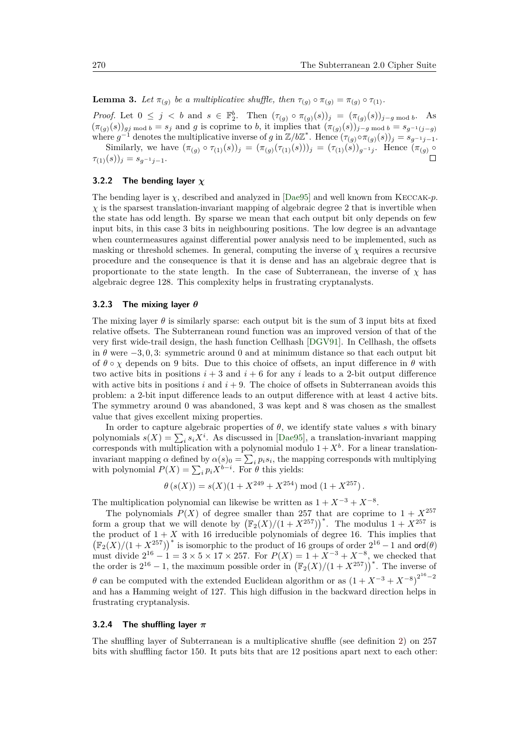**Lemma 3.** *Let $\pi_{(g)}$ be a multiplicative shuffle, then $\tau_{(g)} \circ \pi_{(g)} = \pi_{(g)} \circ \tau_{(1)}$.*

*Proof.* Let $0 \leq j < b$ and $s \in \mathbb{F}_2^b$. Then $(\tau_{(g)} \circ \pi_{(g)}(s))_j = (\pi_{(g)}(s))_{j-g \bmod b}$. As $(\pi_{(g)}(s))_{gj \bmod b} = s_j$ and $g$ is coprime to $b$, it implies that $(\pi_{(g)}(s))_{j-g \bmod b} = s_{g^{-1}(j-g)}$ where $g^{-1}$ denotes the multiplicative inverse of $g$ in $\mathbb{Z}/b\mathbb{Z}^*$. Hence $(\tau_{(g)} \circ \pi_{(g)}(s))_j = s_{g^{-1}j-1}$.

Similarly, we have $(\pi_{(g)} \circ \tau_{(1)}(s))_j = (\pi_{(g)}(\tau_{(1)}(s)))_j = (\tau_{(1)}(s))_{g^{-1}j}$. Hence $(\pi_{(g)} \circ \tau_{(1)}(s))_j = s_{g^{-1}j-1}$. $\square$

#### 3.2.2 The bending layer $\chi$

The bending layer is $\chi$, described and analyzed in [Dae95] and well known from Keccak-*p*. $\chi$ is the sparsest translation-invariant mapping of algebraic degree 2 that is invertible when the state has odd length. By sparse we mean that each output bit only depends on few input bits, in this case 3 bits in neighbouring positions. The low degree is an advantage when countermeasures against differential power analysis need to be implemented, such as masking or threshold schemes. In general, computing the inverse of $\chi$ requires a recursive procedure and the consequence is that it is dense and has an algebraic degree that is proportionate to the state length. In the case of Subterranean, the inverse of $\chi$ has algebraic degree 128. This complexity helps in frustrating cryptanalysts.

#### 3.2.3 The mixing layer $\theta$

The mixing layer $\theta$ is similarly sparse: each output bit is the sum of 3 input bits at fixed relative offsets. The Subterranean round function was an improved version of that of the very first wide-trail design, the hash function Cellhash [DGV91]. In Cellhash, the offsets in $\theta$ were $-3, 0, 3$: symmetric around 0 and at minimum distance so that each output bit of $\theta \circ \chi$ depends on 9 bits. Due to this choice of offsets, an input difference in $\theta$ with two active bits in positions $i + 3$ and $i + 6$ for any $i$ leads to a 2-bit output difference with active bits in positions $i$ and $i + 9$. The choice of offsets in Subterranean avoids this problem: a 2-bit input difference leads to an output difference with at least 4 active bits. The symmetry around 0 was abandoned, 3 was kept and 8 was chosen as the smallest value that gives excellent mixing properties.

In order to capture algebraic properties of $\theta$, we identify state values $s$ with binary polynomials $s(X) = \sum_i s_i X^i$. As discussed in [Dae95], a translation-invariant mapping corresponds with multiplication with a polynomial modulo $1 + X^b$. For a linear translation-invariant mapping $\alpha$ defined by $\alpha(s)_0 = \sum_i p_i s_i$, the mapping corresponds with multiplying with polynomial $P(X) = \sum_i p_i X^{b-i}$. For $\theta$ this yields:

$$\theta\left(s(X)\right) = s(X)(1 + X^{249} + X^{254}) \bmod \left(1 + X^{257}\right).$$

The multiplication polynomial can likewise be written as $1 + X^{-3} + X^{-8}$.

The polynomials $P(X)$ of degree smaller than 257 that are coprime to $1 + X^{257}$ form a group that we will denote by $\left(\mathbb{F}_2(X)/(1 + X^{257})\right)^*$. The modulus $1 + X^{257}$ is the product of $1 + X$ with 16 irreducible polynomials of degree 16. This implies that $\left(\mathbb{F}_2(X)/(1 + X^{257})\right)^*$ is isomorphic to the product of 16 groups of order $2^{16} - 1$ and $\mathsf{ord}(\theta)$ must divide $2^{16} - 1 = 3 \times 5 \times 17 \times 257$. For $P(X) = 1 + X^{-3} + X^{-8}$, we checked that the order is $2^{16} - 1$, the maximum possible order in $\left(\mathbb{F}_2(X)/(1 + X^{257})\right)^*$. The inverse of $\theta$ can be computed with the extended Euclidean algorithm or as $\left(1 + X^{-3} + X^{-8}\right)^{2^{16}-2}$ and has a Hamming weight of 127. This high diffusion in the backward direction helps in frustrating cryptanalysis.

#### 3.2.4 The shuffling layer $\pi$

The shuffling layer of Subterranean is a multiplicative shuffle (see definition 2) on 257 bits with shuffling factor 150. It puts bits that are 12 positions apart next to each other: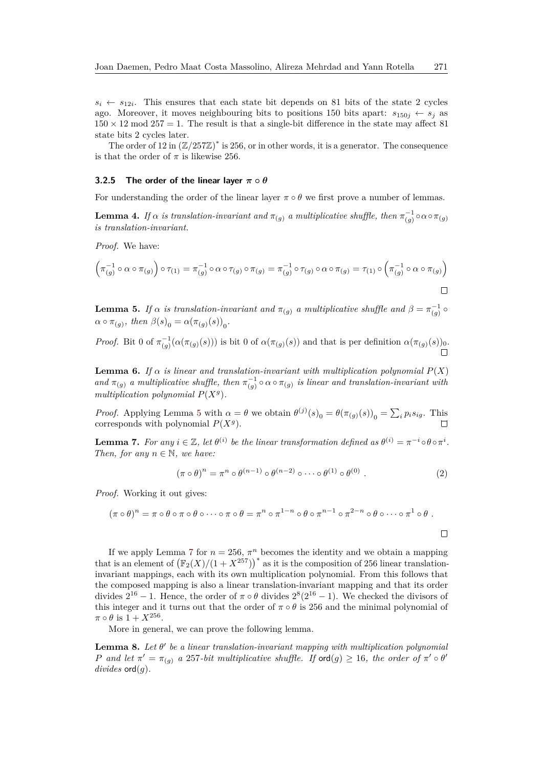$s_i \leftarrow s_{12i}$. This ensures that each state bit depends on 81 bits of the state 2 cycles ago. Moreover, it moves neighbouring bits to positions 150 bits apart: $s_{150j} \leftarrow s_j$ as $150 \times 12 \bmod 257 = 1$. The result is that a single-bit difference in the state may affect 81 state bits 2 cycles later.

The order of 12 in $(\mathbb{Z}/257\mathbb{Z})^*$ is 256, or in other words, it is a generator. The consequence is that the order of $\pi$ is likewise 256.

### 3.2.5 The order of the linear layer $\pi \circ \theta$

For understanding the order of the linear layer $\pi \circ \theta$ we first prove a number of lemmas.

**Lemma 4.** *If $\alpha$ is translation-invariant and $\pi_{(g)}$ a multiplicative shuffle, then $\pi_{(g)}^{-1} \circ \alpha \circ \pi_{(g)}$ is translation-invariant.*

*Proof.* We have:

$$\left(\pi_{(g)}^{-1} \circ \alpha \circ \pi_{(g)}\right) \circ \tau_{(1)} = \pi_{(g)}^{-1} \circ \alpha \circ \tau_{(g)} \circ \pi_{(g)} = \pi_{(g)}^{-1} \circ \tau_{(g)} \circ \alpha \circ \pi_{(g)} = \tau_{(1)} \circ \left(\pi_{(g)}^{-1} \circ \alpha \circ \pi_{(g)}\right)$$

□

**Lemma 5.** *If $\alpha$ is translation-invariant and $\pi_{(g)}$ a multiplicative shuffle and $\beta = \pi_{(g)}^{-1} \circ \alpha \circ \pi_{(g)}$, then $\beta(s)_0 = \alpha(\pi_{(g)}(s))_0$.*

*Proof.* Bit 0 of $\pi_{(g)}^{-1}(\alpha(\pi_{(g)}(s)))$ is bit 0 of $\alpha(\pi_{(g)}(s))$ and that is per definition $\alpha(\pi_{(g)}(s))_0$. □

**Lemma 6.** *If $\alpha$ is linear and translation-invariant with multiplication polynomial $P(X)$ and $\pi_{(g)}$ a multiplicative shuffle, then $\pi_{(g)}^{-1} \circ \alpha \circ \pi_{(g)}$ is linear and translation-invariant with multiplication polynomial $P(X^g)$.*

*Proof.* Applying Lemma 5 with $\alpha = \theta$ we obtain $\theta^{(j)}(s)_0 = \theta(\pi_{(g)}(s))_0 = \sum_i p_i s_{ig}$. This corresponds with polynomial $P(X^g)$. □

**Lemma 7.** *For any $i \in \mathbb{Z}$, let $\theta^{(i)}$ be the linear transformation defined as $\theta^{(i)} = \pi^{-i} \circ \theta \circ \pi^i$. Then, for any $n \in \mathbb{N}$, we have:*

$$(\pi \circ \theta)^n = \pi^n \circ \theta^{(n-1)} \circ \theta^{(n-2)} \circ \cdots \circ \theta^{(1)} \circ \theta^{(0)} \ . \tag{2}$$

*Proof.* Working it out gives:

$$(\pi \circ \theta)^n = \pi \circ \theta \circ \pi \circ \theta \circ \cdots \circ \pi \circ \theta = \pi^n \circ \pi^{1-n} \circ \theta \circ \pi^{n-1} \circ \pi^{2-n} \circ \theta \circ \cdots \circ \pi^1 \circ \theta \ .$$

□

If we apply Lemma 7 for $n = 256$, $\pi^n$ becomes the identity and we obtain a mapping that is an element of $\left(\mathbb{F}_2(X)/(1 + X^{257})\right)^*$ as it is the composition of 256 linear translation-invariant mappings, each with its own multiplication polynomial. From this follows that the composed mapping is also a linear translation-invariant mapping and that its order divides $2^{16} - 1$. Hence, the order of $\pi \circ \theta$ divides $2^8(2^{16} - 1)$. We checked the divisors of this integer and it turns out that the order of $\pi \circ \theta$ is 256 and the minimal polynomial of $\pi \circ \theta$ is $1 + X^{256}$.

More in general, we can prove the following lemma.

**Lemma 8.** *Let $\theta'$ be a linear translation-invariant mapping with multiplication polynomial $P$ and let $\pi' = \pi_{(g)}$ a 257-bit multiplicative shuffle. If $\mathsf{ord}(g) \geq 16$, the order of $\pi' \circ \theta'$ divides $\mathsf{ord}(g)$.*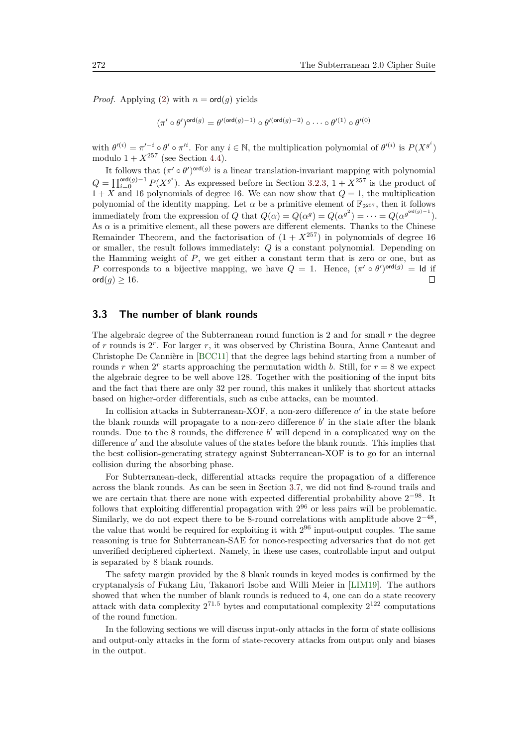*Proof.* Applying (2) with $n = \mathsf{ord}(g)$ yields

$$(\pi' \circ \theta')^{\mathsf{ord}(g)} = \theta'^{(\mathsf{ord}(g)-1)} \circ \theta'^{(\mathsf{ord}(g)-2)} \circ \cdots \circ \theta'^{(1)} \circ \theta'^{(0)}$$

with $\theta'^{(i)} = \pi'^{-i} \circ \theta' \circ \pi'^{i}$. For any $i \in \mathbb{N}$, the multiplication polynomial of $\theta'^{(i)}$ is $P(X^{g^i})$ modulo $1 + X^{257}$ (see Section 4.4).

It follows that $(\pi' \circ \theta')^{\mathsf{ord}(g)}$ is a linear translation-invariant mapping with polynomial $Q = \prod_{i=0}^{\mathsf{ord}(g)-1} P(X^{g^i})$. As expressed before in Section 3.2.3, $1 + X^{257}$ is the product of $1 + X$ and 16 polynomials of degree 16. We can now show that $Q = 1$, the multiplication polynomial of the identity mapping. Let $\alpha$ be a primitive element of $\mathbb{F}_{2^{257}}$, then it follows immediately from the expression of $Q$ that $Q(\alpha) = Q(\alpha^g) = Q(\alpha^{g^2}) = \cdots = Q(\alpha^{g^{\mathsf{ord}(g)-1}})$. As $\alpha$ is a primitive element, all these powers are different elements. Thanks to the Chinese Remainder Theorem, and the factorisation of $(1 + X^{257})$ in polynomials of degree 16 or smaller, the result follows immediately: $Q$ is a constant polynomial. Depending on the Hamming weight of $P$, we get either a constant term that is zero or one, but as $P$ corresponds to a bijective mapping, we have $Q = 1$. Hence, $(\pi' \circ \theta')^{\mathsf{ord}(g)} = \mathsf{Id}$ if $\mathsf{ord}(g) \geq 16$. □

## 3.3 The number of blank rounds

The algebraic degree of the Subterranean round function is 2 and for small $r$ the degree of $r$ rounds is $2^r$. For larger $r$, it was observed by Christina Boura, Anne Canteaut and Christophe De Cannière in [BCC11] that the degree lags behind starting from a number of rounds $r$ when $2^r$ starts approaching the permutation width $b$. Still, for $r = 8$ we expect the algebraic degree to be well above 128. Together with the positioning of the input bits and the fact that there are only 32 per round, this makes it unlikely that shortcut attacks based on higher-order differentials, such as cube attacks, can be mounted.

In collision attacks in Subterranean-XOF, a non-zero difference $a'$ in the state before the blank rounds will propagate to a non-zero difference $b'$ in the state after the blank rounds. Due to the 8 rounds, the difference $b'$ will depend in a complicated way on the difference $a'$ and the absolute values of the states before the blank rounds. This implies that the best collision-generating strategy against Subterranean-XOF is to go for an internal collision during the absorbing phase.

For Subterranean-deck, differential attacks require the propagation of a difference across the blank rounds. As can be seen in Section 3.7, we did not find 8-round trails and we are certain that there are none with expected differential probability above $2^{-98}$. It follows that exploiting differential propagation with $2^{96}$ or less pairs will be problematic. Similarly, we do not expect there to be 8-round correlations with amplitude above $2^{-48}$, the value that would be required for exploiting it with $2^{96}$ input-output couples. The same reasoning is true for Subterranean-SAE for nonce-respecting adversaries that do not get unverified deciphered ciphertext. Namely, in these use cases, controllable input and output is separated by 8 blank rounds.

The safety margin provided by the 8 blank rounds in keyed modes is confirmed by the cryptanalysis of Fukang Liu, Takanori Isobe and Willi Meier in [LIM19]. The authors showed that when the number of blank rounds is reduced to 4, one can do a state recovery attack with data complexity $2^{71.5}$ bytes and computational complexity $2^{122}$ computations of the round function.

In the following sections we will discuss input-only attacks in the form of state collisions and output-only attacks in the form of state-recovery attacks from output only and biases in the output.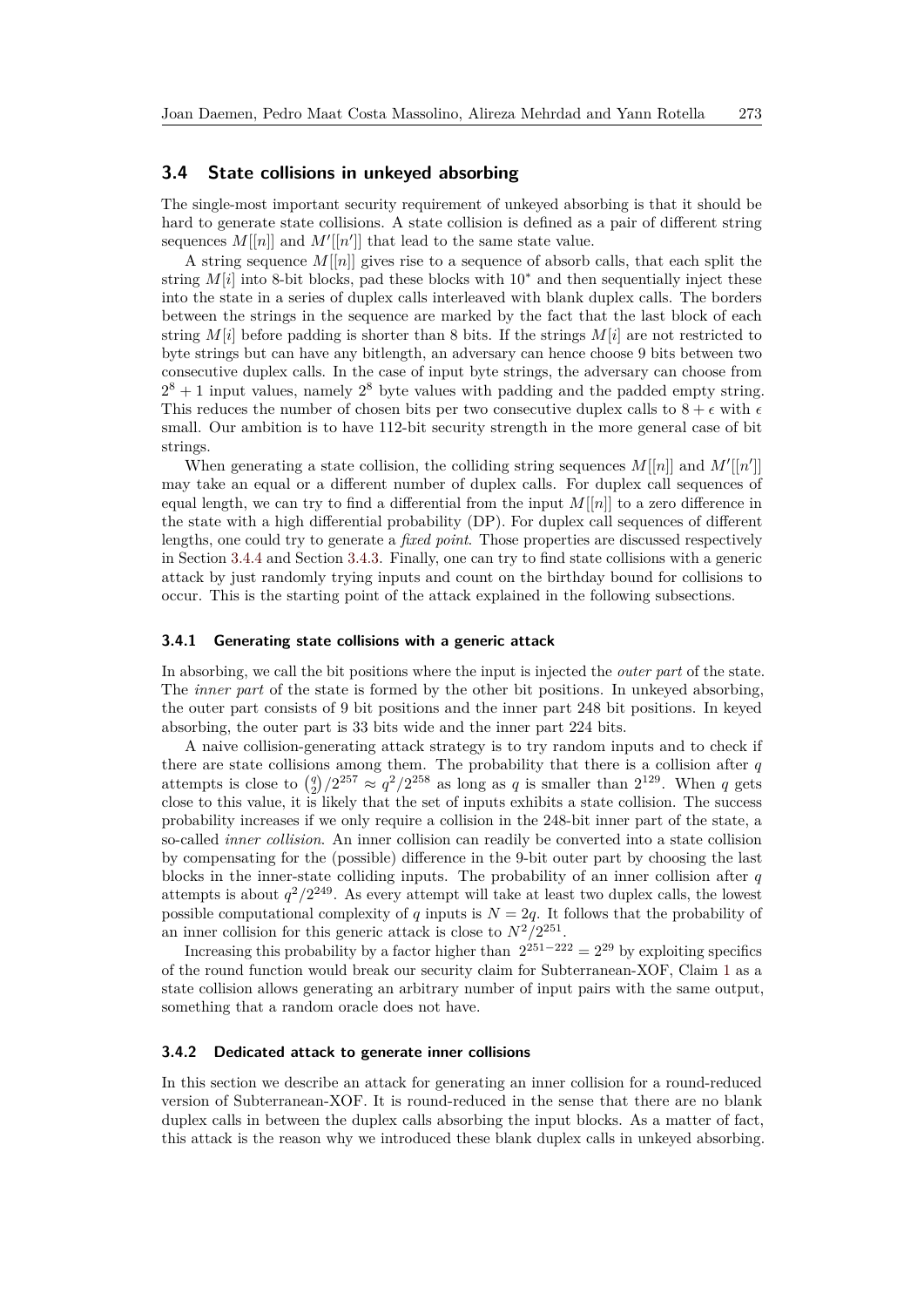### 3.4 State collisions in unkeyed absorbing

The single-most important security requirement of unkeyed absorbing is that it should be hard to generate state collisions. A state collision is defined as a pair of different string sequences $M[[n]]$ and $M'[[n']]$ that lead to the same state value.

A string sequence $M[[n]]$ gives rise to a sequence of absorb calls, that each split the string $M[i]$ into 8-bit blocks, pad these blocks with $10^*$ and then sequentially inject these into the state in a series of duplex calls interleaved with blank duplex calls. The borders between the strings in the sequence are marked by the fact that the last block of each string $M[i]$ before padding is shorter than 8 bits. If the strings $M[i]$ are not restricted to byte strings but can have any bitlength, an adversary can hence choose 9 bits between two consecutive duplex calls. In the case of input byte strings, the adversary can choose from $2^8 + 1$ input values, namely $2^8$ byte values with padding and the padded empty string. This reduces the number of chosen bits per two consecutive duplex calls to $8 + \epsilon$ with $\epsilon$ small. Our ambition is to have 112-bit security strength in the more general case of bit strings.

When generating a state collision, the colliding string sequences $M[[n]]$ and $M'[[n']]$ may take an equal or a different number of duplex calls. For duplex call sequences of equal length, we can try to find a differential from the input $M[[n]]$ to a zero difference in the state with a high differential probability (DP). For duplex call sequences of different lengths, one could try to generate a *fixed point*. Those properties are discussed respectively in Section 3.4.4 and Section 3.4.3. Finally, one can try to find state collisions with a generic attack by just randomly trying inputs and count on the birthday bound for collisions to occur. This is the starting point of the attack explained in the following subsections.

#### 3.4.1 Generating state collisions with a generic attack

In absorbing, we call the bit positions where the input is injected the *outer part* of the state. The *inner part* of the state is formed by the other bit positions. In unkeyed absorbing, the outer part consists of 9 bit positions and the inner part 248 bit positions. In keyed absorbing, the outer part is 33 bits wide and the inner part 224 bits.

A naive collision-generating attack strategy is to try random inputs and to check if there are state collisions among them. The probability that there is a collision after $q$ attempts is close to $\binom{q}{2}/2^{257} \approx q^2/2^{258}$ as long as $q$ is smaller than $2^{129}$. When $q$ gets close to this value, it is likely that the set of inputs exhibits a state collision. The success probability increases if we only require a collision in the 248-bit inner part of the state, a so-called *inner collision*. An inner collision can readily be converted into a state collision by compensating for the (possible) difference in the 9-bit outer part by choosing the last blocks in the inner-state colliding inputs. The probability of an inner collision after $q$ attempts is about $q^2/2^{249}$. As every attempt will take at least two duplex calls, the lowest possible computational complexity of $q$ inputs is $N = 2q$. It follows that the probability of an inner collision for this generic attack is close to $N^2/2^{251}$.

Increasing this probability by a factor higher than $2^{251-222} = 2^{29}$ by exploiting specifics of the round function would break our security claim for Subterranean-XOF, Claim 1 as a state collision allows generating an arbitrary number of input pairs with the same output, something that a random oracle does not have.

#### 3.4.2 Dedicated attack to generate inner collisions

In this section we describe an attack for generating an inner collision for a round-reduced version of Subterranean-XOF. It is round-reduced in the sense that there are no blank duplex calls in between the duplex calls absorbing the input blocks. As a matter of fact, this attack is the reason why we introduced these blank duplex calls in unkeyed absorbing.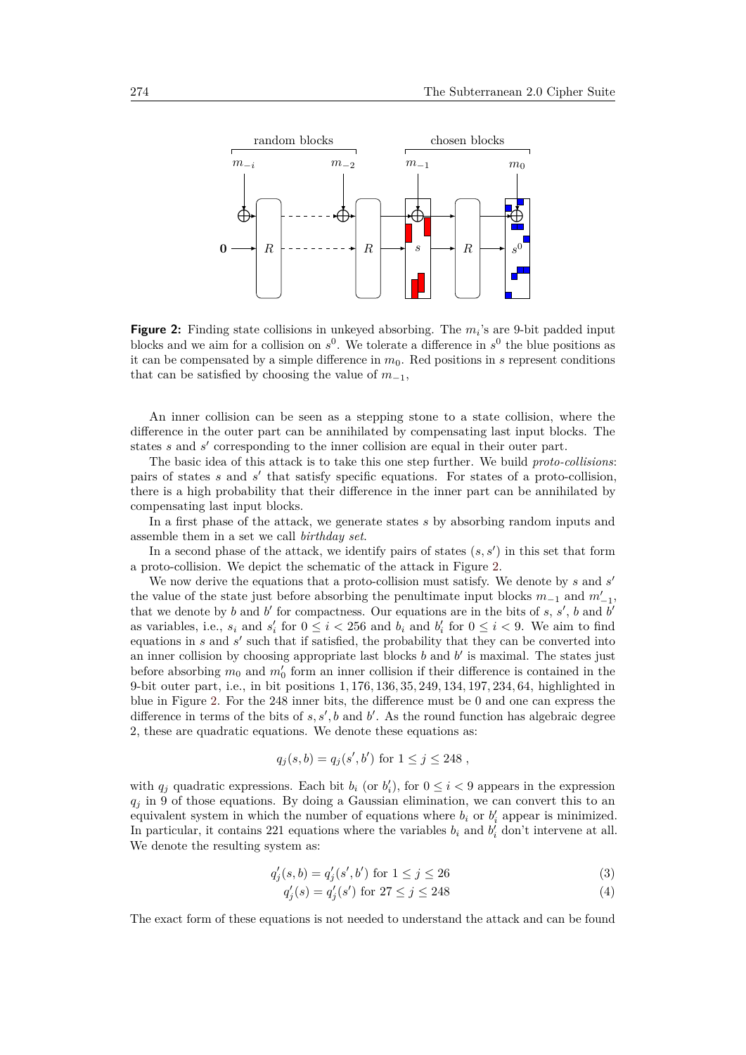**Figure 2:** Finding state collisions in unkeyed absorbing. The $m_i$'s are 9-bit padded input blocks and we aim for a collision on $s^0$. We tolerate a difference in $s^0$ the blue positions as it can be compensated by a simple difference in $m_0$. Red positions in $s$ represent conditions that can be satisfied by choosing the value of $m_{-1}$,

An inner collision can be seen as a stepping stone to a state collision, where the difference in the outer part can be annihilated by compensating last input blocks. The states $s$ and $s'$ corresponding to the inner collision are equal in their outer part.

The basic idea of this attack is to take this one step further. We build *proto-collisions*: pairs of states $s$ and $s'$ that satisfy specific equations. For states of a proto-collision, there is a high probability that their difference in the inner part can be annihilated by compensating last input blocks.

In a first phase of the attack, we generate states $s$ by absorbing random inputs and assemble them in a set we call *birthday set*.

In a second phase of the attack, we identify pairs of states $(s, s')$ in this set that form a proto-collision. We depict the schematic of the attack in Figure 2.

We now derive the equations that a proto-collision must satisfy. We denote by $s$ and $s'$ the value of the state just before absorbing the penultimate input blocks $m_{-1}$ and $m'_{-1}$, that we denote by $b$ and $b'$ for compactness. Our equations are in the bits of $s$, $s'$, $b$ and $b'$ as variables, i.e., $s_i$ and $s'_i$ for $0 \leq i < 256$ and $b_i$ and $b'_i$ for $0 \leq i < 9$. We aim to find equations in $s$ and $s'$ such that if satisfied, the probability that they can be converted into an inner collision by choosing appropriate last blocks $b$ and $b'$ is maximal. The states just before absorbing $m_0$ and $m'_0$ form an inner collision if their difference is contained in the 9-bit outer part, i.e., in bit positions $1, 176, 136, 35, 249, 134, 197, 234, 64$, highlighted in blue in Figure 2. For the 248 inner bits, the difference must be 0 and one can express the difference in terms of the bits of $s, s', b$ and $b'$. As the round function has algebraic degree 2, these are quadratic equations. We denote these equations as:

$$q_j(s, b) = q_j(s', b') \text{ for } 1 \leq j \leq 248 ,$$

with $q_j$ quadratic expressions. Each bit $b_i$ (or $b'_i$), for $0 \leq i < 9$ appears in the expression $q_j$ in 9 of those equations. By doing a Gaussian elimination, we can convert this to an equivalent system in which the number of equations where $b_i$ or $b'_i$ appear is minimized. In particular, it contains 221 equations where the variables $b_i$ and $b'_i$ don't intervene at all. We denote the resulting system as:

$$q'_j(s, b) = q'_j(s', b') \text{ for } 1 \leq j \leq 26 \tag{3}$$

$$q'_j(s) = q'_j(s') \text{ for } 27 \leq j \leq 248 \tag{4}$$

The exact form of these equations is not needed to understand the attack and can be found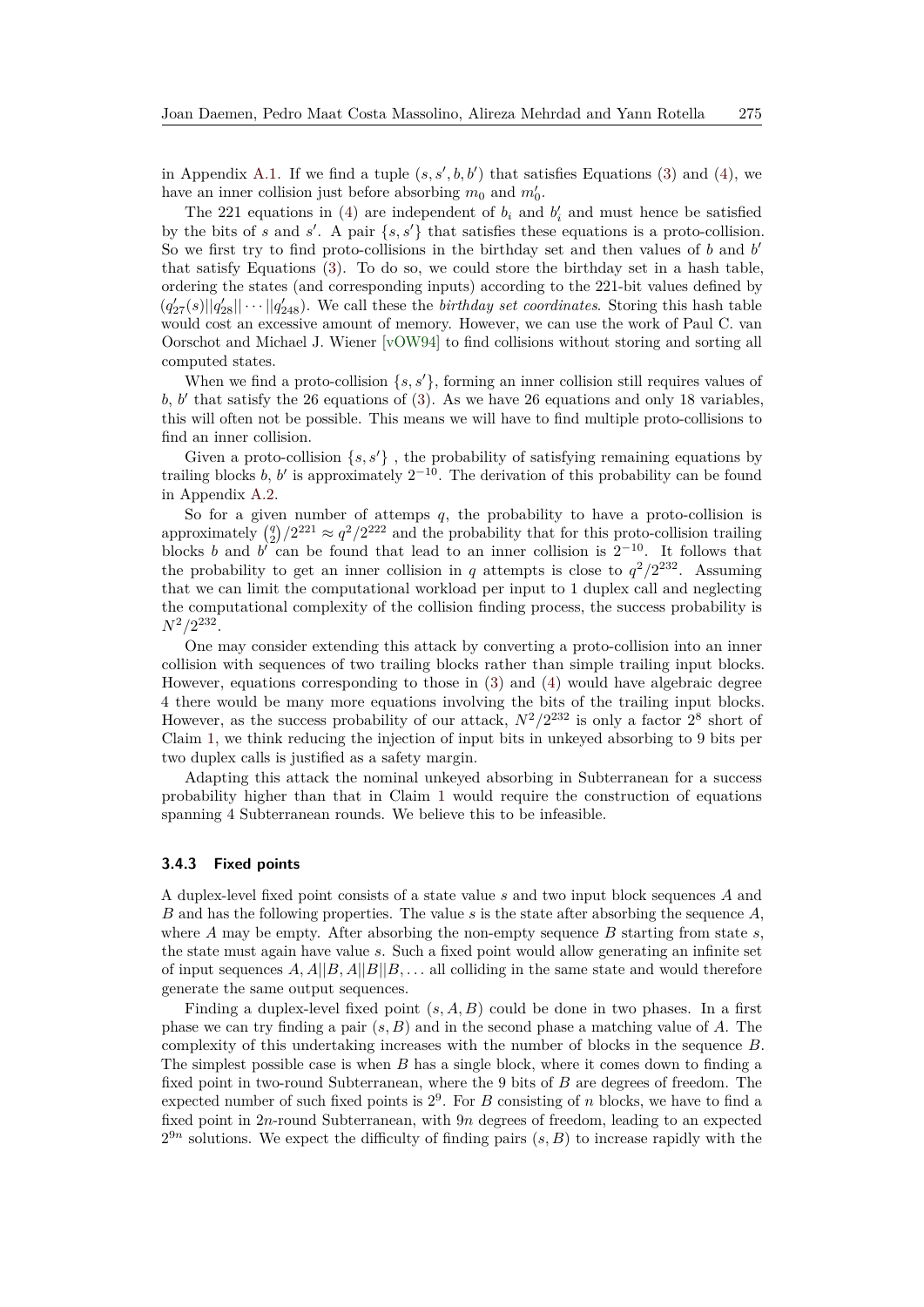in Appendix A.1. If we find a tuple $(s, s', b, b')$ that satisfies Equations (3) and (4), we have an inner collision just before absorbing $m_0$ and $m_0'$.

The 221 equations in (4) are independent of $b_i$ and $b_i'$ and must hence be satisfied by the bits of $s$ and $s'$. A pair $\{s, s'\}$ that satisfies these equations is a proto-collision. So we first try to find proto-collisions in the birthday set and then values of $b$ and $b'$ that satisfy Equations (3). To do so, we could store the birthday set in a hash table, ordering the states (and corresponding inputs) according to the 221-bit values defined by $(q_{27}'(s)||q_{28}'||\cdots||q_{248}')$. We call these the *birthday set coordinates*. Storing this hash table would cost an excessive amount of memory. However, we can use the work of Paul C. van Oorschot and Michael J. Wiener [vOW94] to find collisions without storing and sorting all computed states.

When we find a proto-collision $\{s, s'\}$, forming an inner collision still requires values of $b$, $b'$ that satisfy the 26 equations of (3). As we have 26 equations and only 18 variables, this will often not be possible. This means we will have to find multiple proto-collisions to find an inner collision.

Given a proto-collision $\{s, s'\}$ , the probability of satisfying remaining equations by trailing blocks $b$, $b'$ is approximately $2^{-10}$. The derivation of this probability can be found in Appendix A.2.

So for a given number of attemps $q$, the probability to have a proto-collision is approximately $\binom{q}{2}/2^{221} \approx q^2/2^{222}$ and the probability that for this proto-collision trailing blocks $b$ and $b'$ can be found that lead to an inner collision is $2^{-10}$. It follows that the probability to get an inner collision in $q$ attempts is close to $q^2/2^{232}$. Assuming that we can limit the computational workload per input to 1 duplex call and neglecting the computational complexity of the collision finding process, the success probability is $N^2/2^{232}$.

One may consider extending this attack by converting a proto-collision into an inner collision with sequences of two trailing blocks rather than simple trailing input blocks. However, equations corresponding to those in (3) and (4) would have algebraic degree 4 there would be many more equations involving the bits of the trailing input blocks. However, as the success probability of our attack, $N^2/2^{232}$ is only a factor $2^8$ short of Claim 1, we think reducing the injection of input bits in unkeyed absorbing to 9 bits per two duplex calls is justified as a safety margin.

Adapting this attack the nominal unkeyed absorbing in Subterranean for a success probability higher than that in Claim 1 would require the construction of equations spanning 4 Subterranean rounds. We believe this to be infeasible.

### 3.4.3 Fixed points

A duplex-level fixed point consists of a state value $s$ and two input block sequences $A$ and $B$ and has the following properties. The value $s$ is the state after absorbing the sequence $A$, where $A$ may be empty. After absorbing the non-empty sequence $B$ starting from state $s$, the state must again have value $s$. Such a fixed point would allow generating an infinite set of input sequences $A, A||B, A||B||B, \ldots$ all colliding in the same state and would therefore generate the same output sequences.

Finding a duplex-level fixed point $(s, A, B)$ could be done in two phases. In a first phase we can try finding a pair $(s, B)$ and in the second phase a matching value of $A$. The complexity of this undertaking increases with the number of blocks in the sequence $B$. The simplest possible case is when $B$ has a single block, where it comes down to finding a fixed point in two-round Subterranean, where the 9 bits of $B$ are degrees of freedom. The expected number of such fixed points is $2^9$. For $B$ consisting of $n$ blocks, we have to find a fixed point in $2n$-round Subterranean, with $9n$ degrees of freedom, leading to an expected $2^{9n}$ solutions. We expect the difficulty of finding pairs $(s, B)$ to increase rapidly with the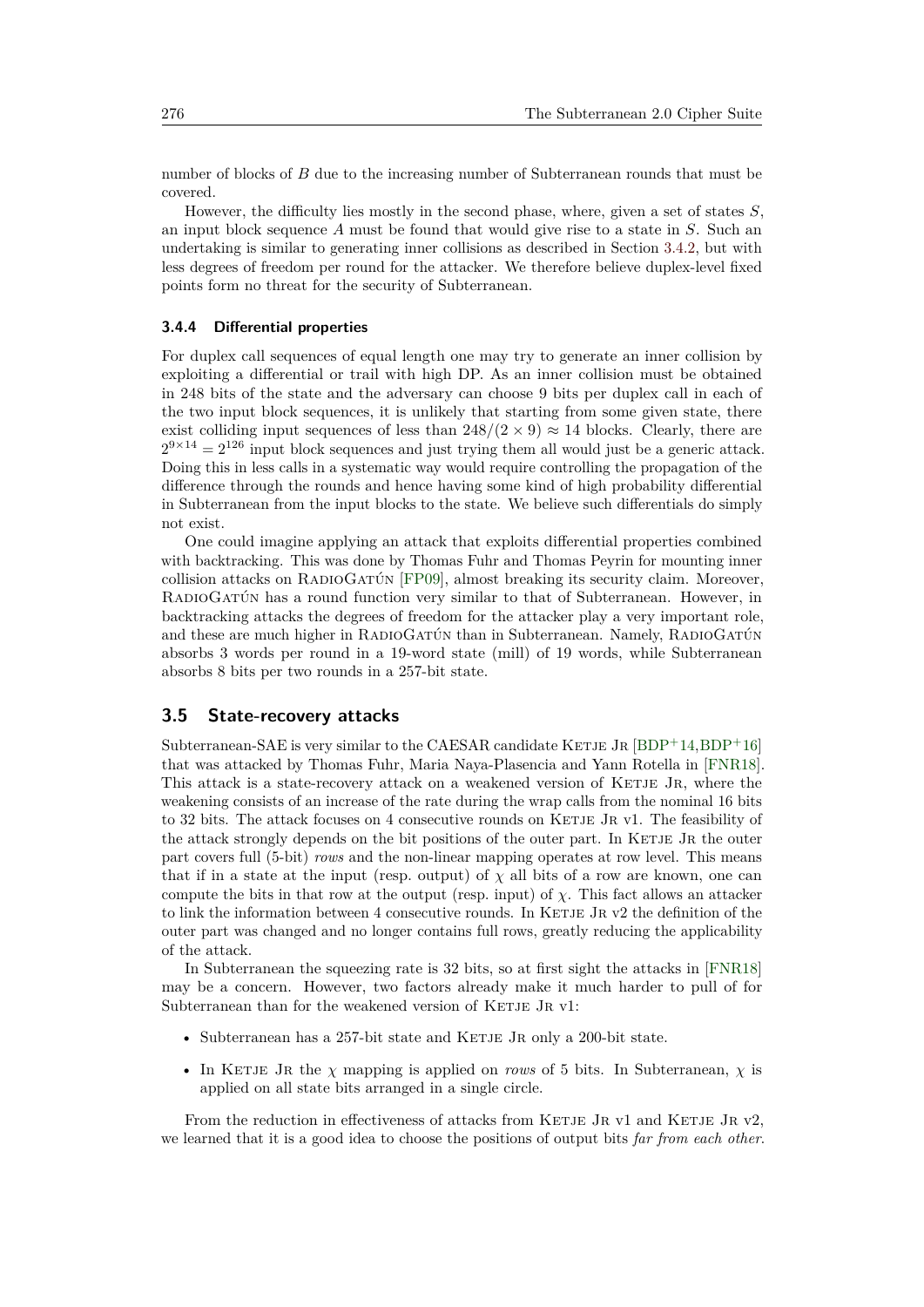number of blocks of $B$ due to the increasing number of Subterranean rounds that must be covered.

However, the difficulty lies mostly in the second phase, where, given a set of states $S$, an input block sequence $A$ must be found that would give rise to a state in $S$. Such an undertaking is similar to generating inner collisions as described in Section 3.4.2, but with less degrees of freedom per round for the attacker. We therefore believe duplex-level fixed points form no threat for the security of Subterranean.

### 3.4.4 Differential properties

For duplex call sequences of equal length one may try to generate an inner collision by exploiting a differential or trail with high DP. As an inner collision must be obtained in 248 bits of the state and the adversary can choose 9 bits per duplex call in each of the two input block sequences, it is unlikely that starting from some given state, there exist colliding input sequences of less than $248/(2 \times 9) \approx 14$ blocks. Clearly, there are $2^{9 \times 14} = 2^{126}$ input block sequences and just trying them all would just be a generic attack. Doing this in less calls in a systematic way would require controlling the propagation of the difference through the rounds and hence having some kind of high probability differential in Subterranean from the input blocks to the state. We believe such differentials do simply not exist.

One could imagine applying an attack that exploits differential properties combined with backtracking. This was done by Thomas Fuhr and Thomas Peyrin for mounting inner collision attacks on RadioGatún [FP09], almost breaking its security claim. Moreover, RadioGatún has a round function very similar to that of Subterranean. However, in backtracking attacks the degrees of freedom for the attacker play a very important role, and these are much higher in RadioGatún than in Subterranean. Namely, RadioGatún absorbs 3 words per round in a 19-word state (mill) of 19 words, while Subterranean absorbs 8 bits per two rounds in a 257-bit state.

## 3.5 State-recovery attacks

Subterranean-SAE is very similar to the CAESAR candidate Ketje Jr [BDP+14,BDP+16] that was attacked by Thomas Fuhr, Maria Naya-Plasencia and Yann Rotella in [FNR18]. This attack is a state-recovery attack on a weakened version of Ketje Jr, where the weakening consists of an increase of the rate during the wrap calls from the nominal 16 bits to 32 bits. The attack focuses on 4 consecutive rounds on Ketje Jr v1. The feasibility of the attack strongly depends on the bit positions of the outer part. In Ketje Jr the outer part covers full (5-bit) *rows* and the non-linear mapping operates at row level. This means that if in a state at the input (resp. output) of $\chi$ all bits of a row are known, one can compute the bits in that row at the output (resp. input) of $\chi$. This fact allows an attacker to link the information between 4 consecutive rounds. In Ketje Jr v2 the definition of the outer part was changed and no longer contains full rows, greatly reducing the applicability of the attack.

In Subterranean the squeezing rate is 32 bits, so at first sight the attacks in [FNR18] may be a concern. However, two factors already make it much harder to pull of for Subterranean than for the weakened version of Ketje Jr v1:

- Subterranean has a 257-bit state and Ketje Jr only a 200-bit state.
- In Ketje Jr the $\chi$ mapping is applied on *rows* of 5 bits. In Subterranean, $\chi$ is applied on all state bits arranged in a single circle.

From the reduction in effectiveness of attacks from Ketje Jr v1 and Ketje Jr v2, we learned that it is a good idea to choose the positions of output bits *far from each other*.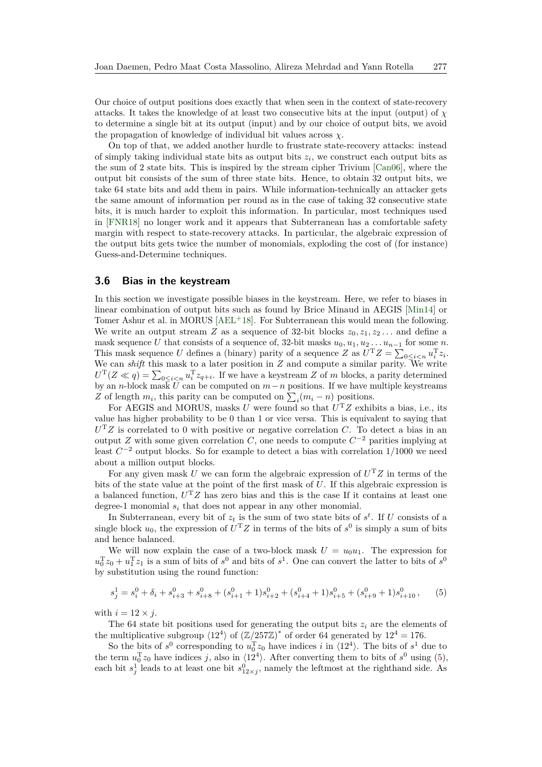Our choice of output positions does exactly that when seen in the context of state-recovery attacks. It takes the knowledge of at least two consecutive bits at the input (output) of $\chi$ to determine a single bit at its output (input) and by our choice of output bits, we avoid the propagation of knowledge of individual bit values across $\chi$.

On top of that, we added another hurdle to frustrate state-recovery attacks: instead of simply taking individual state bits as output bits $z_i$, we construct each output bits as the sum of 2 state bits. This is inspired by the stream cipher Trivium [Can06], where the output bit consists of the sum of three state bits. Hence, to obtain 32 output bits, we take 64 state bits and add them in pairs. While information-technically an attacker gets the same amount of information per round as in the case of taking 32 consecutive state bits, it is much harder to exploit this information. In particular, most techniques used in [FNR18] no longer work and it appears that Subterranean has a comfortable safety margin with respect to state-recovery attacks. In particular, the algebraic expression of the output bits gets twice the number of monomials, exploding the cost of (for instance) Guess-and-Determine techniques.

### 3.6 Bias in the keystream

In this section we investigate possible biases in the keystream. Here, we refer to biases in linear combination of output bits such as found by Brice Minaud in AEGIS [Min14] or Tomer Ashur et al. in MORUS [AEL+18]. For Subterranean this would mean the following. We write an output stream $Z$ as a sequence of 32-bit blocks $z_0, z_1, z_2 \ldots$ and define a mask sequence $U$ that consists of a sequence of, 32-bit masks $u_0, u_1, u_2 \ldots u_{n-1}$ for some $n$. This mask sequence $U$ defines a (binary) parity of a sequence $Z$ as $U^{\mathrm{T}}Z = \sum_{0 \leq i < n} u_i^{\mathrm{T}} z_i$. We can *shift* this mask to a later position in $Z$ and compute a similar parity. We write $U^{\mathrm{T}}(Z \ll q) = \sum_{0 \leq i < n} u_i^{\mathrm{T}} z_{q+i}$. If we have a keystream $Z$ of $m$ blocks, a parity determined by an $n$-block mask $U$ can be computed on $m-n$ positions. If we have multiple keystreams $Z$ of length $m_i$, this parity can be computed on $\sum_i (m_i - n)$ positions.

For AEGIS and MORUS, masks $U$ were found so that $U^{\mathrm{T}}Z$ exhibits a bias, i.e., its value has higher probability to be 0 than 1 or vice versa. This is equivalent to saying that $U^{\mathrm{T}}Z$ is correlated to 0 with positive or negative correlation $C$. To detect a bias in an output $Z$ with some given correlation $C$, one needs to compute $C^{-2}$ parities implying at least $C^{-2}$ output blocks. So for example to detect a bias with correlation 1/1000 we need about a million output blocks.

For any given mask $U$ we can form the algebraic expression of $U^{\mathrm{T}}Z$ in terms of the bits of the state value at the point of the first mask of $U$. If this algebraic expression is a balanced function, $U^{\mathrm{T}}Z$ has zero bias and this is the case If it contains at least one degree-1 monomial $s_i$ that does not appear in any other monomial.

In Subterranean, every bit of $z_t$ is the sum of two state bits of $s^t$. If $U$ consists of a single block $u_0$, the expression of $U^{\mathrm{T}}Z$ in terms of the bits of $s^0$ is simply a sum of bits and hence balanced.

We will now explain the case of a two-block mask $U = u_0 u_1$. The expression for $u_0^{\mathrm{T}} z_0 + u_1^{\mathrm{T}} z_1$ is a sum of bits of $s^0$ and bits of $s^1$. One can convert the latter to bits of $s^0$ by substitution using the round function:

$$s_j^1 = s_i^0 + \delta_i + s_{i+3}^0 + s_{i+8}^0 + (s_{i+1}^0 + 1)s_{i+2}^0 + (s_{i+4}^0 + 1)s_{i+5}^0 + (s_{i+9}^0 + 1)s_{i+10}^0 , \qquad (5)$$

with $i = 12 \times j$.

The 64 state bit positions used for generating the output bits $z_i$ are the elements of the multiplicative subgroup $\langle 12^4 \rangle$ of $(\mathbb{Z}/257\mathbb{Z})^*$ of order 64 generated by $12^4 = 176$.

So the bits of $s^0$ corresponding to $u_0^{\mathrm{T}} z_0$ have indices $i$ in $\langle 12^4 \rangle$. The bits of $s^1$ due to the term $u_0^{\mathrm{T}} z_0$ have indices $j$, also in $\langle 12^4 \rangle$. After converting them to bits of $s^0$ using (5), each bit $s_j^1$ leads to at least one bit $s_{12\times j}^0$, namely the leftmost at the righthand side. As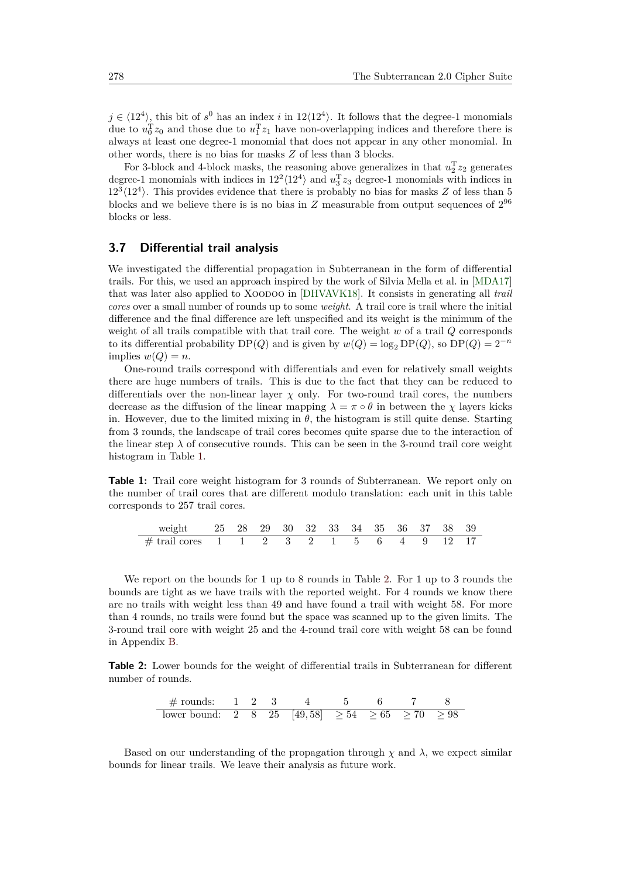$j \in \langle 12^4 \rangle$, this bit of $s^0$ has an index $i$ in $12\langle 12^4 \rangle$. It follows that the degree-1 monomials due to $u_0^{\mathrm{T}} z_0$ and those due to $u_1^{\mathrm{T}} z_1$ have non-overlapping indices and therefore there is always at least one degree-1 monomial that does not appear in any other monomial. In other words, there is no bias for masks $Z$ of less than 3 blocks.

For 3-block and 4-block masks, the reasoning above generalizes in that $u_2^{\mathrm{T}} z_2$ generates degree-1 monomials with indices in $12^2\langle 12^4 \rangle$ and $u_3^{\mathrm{T}} z_3$ degree-1 monomials with indices in $12^3\langle 12^4 \rangle$. This provides evidence that there is probably no bias for masks $Z$ of less than 5 blocks and we believe there is is no bias in $Z$ measurable from output sequences of $2^{96}$ blocks or less.

### 3.7 Differential trail analysis

We investigated the differential propagation in Subterranean in the form of differential trails. For this, we used an approach inspired by the work of Silvia Mella et al. in [MDA17] that was later also applied to Xoodoo in [DHVAVK18]. It consists in generating all *trail cores* over a small number of rounds up to some *weight*. A trail core is trail where the initial difference and the final difference are left unspecified and its weight is the minimum of the weight of all trails compatible with that trail core. The weight $w$ of a trail $Q$ corresponds to its differential probability $\mathrm{DP}(Q)$ and is given by $w(Q) = \log_2 \mathrm{DP}(Q)$, so $\mathrm{DP}(Q) = 2^{-n}$ implies $w(Q) = n$.

One-round trails correspond with differentials and even for relatively small weights there are huge numbers of trails. This is due to the fact that they can be reduced to differentials over the non-linear layer $\chi$ only. For two-round trail cores, the numbers decrease as the diffusion of the linear mapping $\lambda = \pi \circ \theta$ in between the $\chi$ layers kicks in. However, due to the limited mixing in $\theta$, the histogram is still quite dense. Starting from 3 rounds, the landscape of trail cores becomes quite sparse due to the interaction of the linear step $\lambda$ of consecutive rounds. This can be seen in the 3-round trail core weight histogram in Table 1.

**Table 1:** Trail core weight histogram for 3 rounds of Subterranean. We report only on the number of trail cores that are different modulo translation: each unit in this table corresponds to 257 trail cores.

| weight | 25 | 28 | 29 | 30 | 32 | 33 | 34 | 35 | 36 | 37 | 38 | 39 |
|---|---|---|---|---|---|---|---|---|---|---|---|---|
| # trail cores | 1 | 1 | 2 | 3 | 2 | 1 | 5 | 6 | 4 | 9 | 12 | 17 |

We report on the bounds for 1 up to 8 rounds in Table 2. For 1 up to 3 rounds the bounds are tight as we have trails with the reported weight. For 4 rounds we know there are no trails with weight less than 49 and have found a trail with weight 58. For more than 4 rounds, no trails were found but the space was scanned up to the given limits. The 3-round trail core with weight 25 and the 4-round trail core with weight 58 can be found in Appendix B.

**Table 2:** Lower bounds for the weight of differential trails in Subterranean for different number of rounds.

| # rounds: | 1 | 2 | 3 | 4 | 5 | 6 | 7 | 8 |
|---|---|---|---|---|---|---|---|---|
| lower bound: | 2 | 8 | 25 | $[49, 58]$ | $\geq 54$ | $\geq 65$ | $\geq 70$ | $\geq 98$ |

Based on our understanding of the propagation through $\chi$ and $\lambda$, we expect similar bounds for linear trails. We leave their analysis as future work.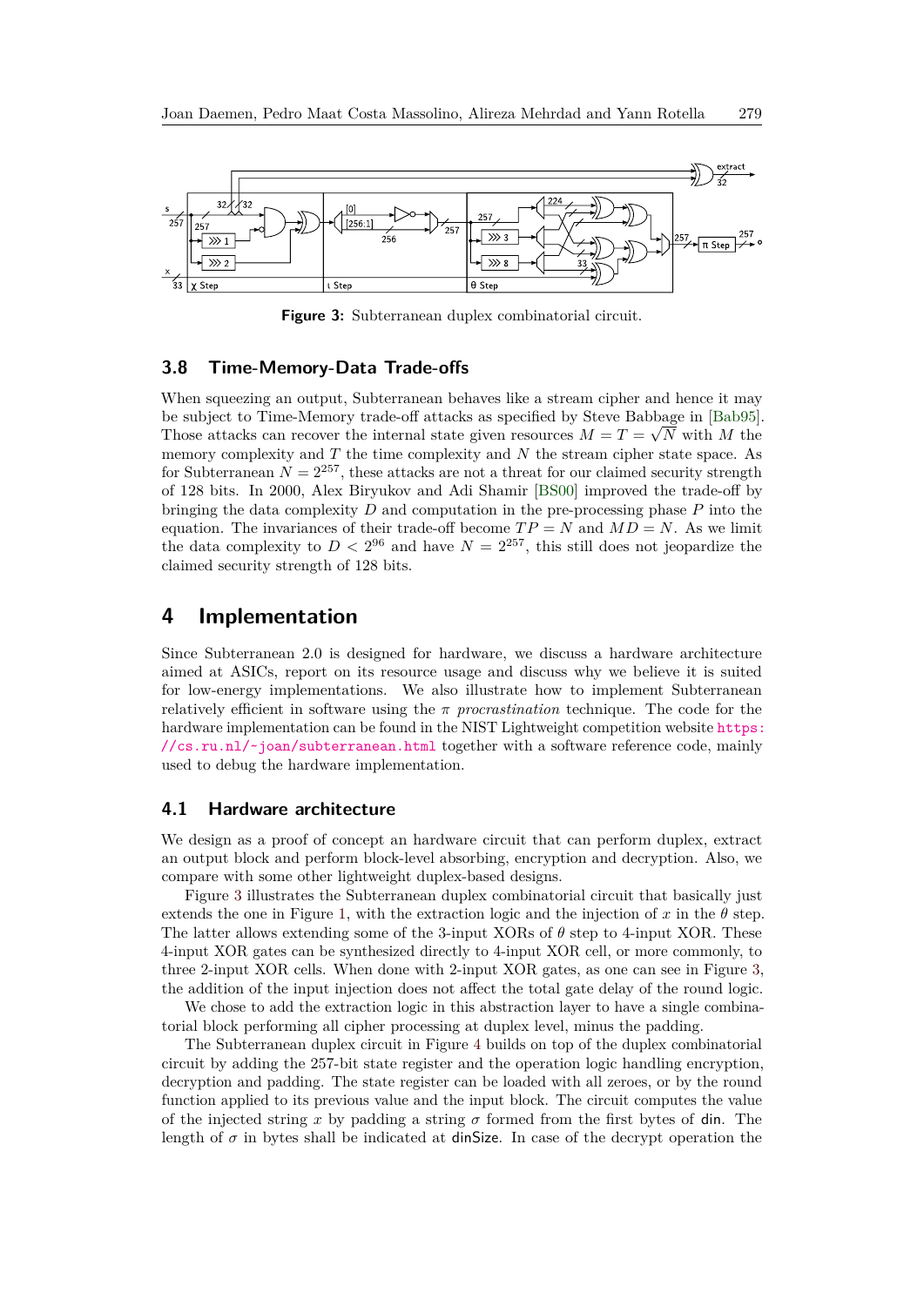**Figure 3:** Subterranean duplex combinatorial circuit.

### 3.8 Time-Memory-Data Trade-offs

When squeezing an output, Subterranean behaves like a stream cipher and hence it may be subject to Time-Memory trade-off attacks as specified by Steve Babbage in [Bab95]. Those attacks can recover the internal state given resources $M = T = \sqrt{N}$ with $M$ the memory complexity and $T$ the time complexity and $N$ the stream cipher state space. As for Subterranean $N = 2^{257}$, these attacks are not a threat for our claimed security strength of 128 bits. In 2000, Alex Biryukov and Adi Shamir [BS00] improved the trade-off by bringing the data complexity $D$ and computation in the pre-processing phase $P$ into the equation. The invariances of their trade-off become $TP = N$ and $MD = N$. As we limit the data complexity to $D < 2^{96}$ and have $N = 2^{257}$, this still does not jeopardize the claimed security strength of 128 bits.

## 4 Implementation

Since Subterranean 2.0 is designed for hardware, we discuss a hardware architecture aimed at ASICs, report on its resource usage and discuss why we believe it is suited for low-energy implementations. We also illustrate how to implement Subterranean relatively efficient in software using the $\pi$ *procrastination* technique. The code for the hardware implementation can be found in the NIST Lightweight competition website https://cs.ru.nl/~joan/subterranean.html together with a software reference code, mainly used to debug the hardware implementation.

### 4.1 Hardware architecture

We design as a proof of concept an hardware circuit that can perform duplex, extract an output block and perform block-level absorbing, encryption and decryption. Also, we compare with some other lightweight duplex-based designs.

Figure 3 illustrates the Subterranean duplex combinatorial circuit that basically just extends the one in Figure 1, with the extraction logic and the injection of $x$ in the $\theta$ step. The latter allows extending some of the 3-input XORs of $\theta$ step to 4-input XOR. These 4-input XOR gates can be synthesized directly to 4-input XOR cell, or more commonly, to three 2-input XOR cells. When done with 2-input XOR gates, as one can see in Figure 3, the addition of the input injection does not affect the total gate delay of the round logic.

We chose to add the extraction logic in this abstraction layer to have a single combinatorial block performing all cipher processing at duplex level, minus the padding.

The Subterranean duplex circuit in Figure 4 builds on top of the duplex combinatorial circuit by adding the 257-bit state register and the operation logic handling encryption, decryption and padding. The state register can be loaded with all zeroes, or by the round function applied to its previous value and the input block. The circuit computes the value of the injected string $x$ by padding a string $\sigma$ formed from the first bytes of din. The length of $\sigma$ in bytes shall be indicated at dinSize. In case of the decrypt operation the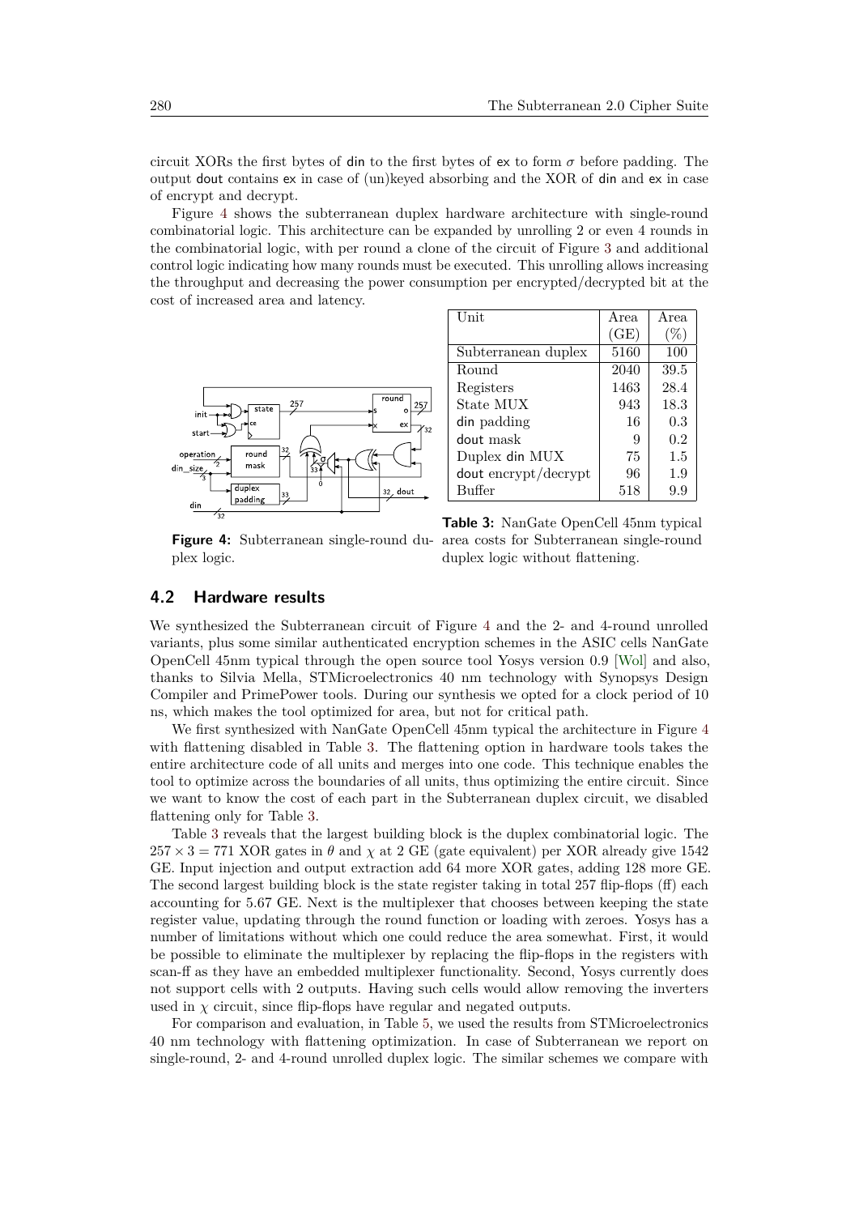circuit XORs the first bytes of din to the first bytes of ex to form $\sigma$ before padding. The output dout contains ex in case of (un)keyed absorbing and the XOR of din and ex in case of encrypt and decrypt.

Figure 4 shows the subterranean duplex hardware architecture with single-round combinatorial logic. This architecture can be expanded by unrolling 2 or even 4 rounds in the combinatorial logic, with per round a clone of the circuit of Figure 3 and additional control logic indicating how many rounds must be executed. This unrolling allows increasing the throughput and decreasing the power consumption per encrypted/decrypted bit at the cost of increased area and latency.

**Figure 4:** Subterranean single-round duplex logic.

| Unit | Area (GE) | Area (%) |
|---|---|---|
| Subterranean duplex | 5160 | 100 |
| Round | 2040 | 39.5 |
| Registers | 1463 | 28.4 |
| State MUX | 943 | 18.3 |
| din padding | 16 | 0.3 |
| dout mask | 9 | 0.2 |
| Duplex din MUX | 75 | 1.5 |
| dout encrypt/decrypt | 96 | 1.9 |
| Buffer | 518 | 9.9 |

**Table 3:** NanGate OpenCell 45nm typical area costs for Subterranean single-round duplex logic without flattening.

## 4.2 Hardware results

We synthesized the Subterranean circuit of Figure 4 and the 2- and 4-round unrolled variants, plus some similar authenticated encryption schemes in the ASIC cells NanGate OpenCell 45nm typical through the open source tool Yosys version 0.9 [Wol] and also, thanks to Silvia Mella, STMicroelectronics 40 nm technology with Synopsys Design Compiler and PrimePower tools. During our synthesis we opted for a clock period of 10 ns, which makes the tool optimized for area, but not for critical path.

We first synthesized with NanGate OpenCell 45nm typical the architecture in Figure 4 with flattening disabled in Table 3. The flattening option in hardware tools takes the entire architecture code of all units and merges into one code. This technique enables the tool to optimize across the boundaries of all units, thus optimizing the entire circuit. Since we want to know the cost of each part in the Subterranean duplex circuit, we disabled flattening only for Table 3.

Table 3 reveals that the largest building block is the duplex combinatorial logic. The $257 \times 3 = 771$ XOR gates in $\theta$ and $\chi$ at 2 GE (gate equivalent) per XOR already give 1542 GE. Input injection and output extraction add 64 more XOR gates, adding 128 more GE. The second largest building block is the state register taking in total 257 flip-flops (ff) each accounting for 5.67 GE. Next is the multiplexer that chooses between keeping the state register value, updating through the round function or loading with zeroes. Yosys has a number of limitations without which one could reduce the area somewhat. First, it would be possible to eliminate the multiplexer by replacing the flip-flops in the registers with scan-ff as they have an embedded multiplexer functionality. Second, Yosys currently does not support cells with 2 outputs. Having such cells would allow removing the inverters used in $\chi$ circuit, since flip-flops have regular and negated outputs.

For comparison and evaluation, in Table 5, we used the results from STMicroelectronics 40 nm technology with flattening optimization. In case of Subterranean we report on single-round, 2- and 4-round unrolled duplex logic. The similar schemes we compare with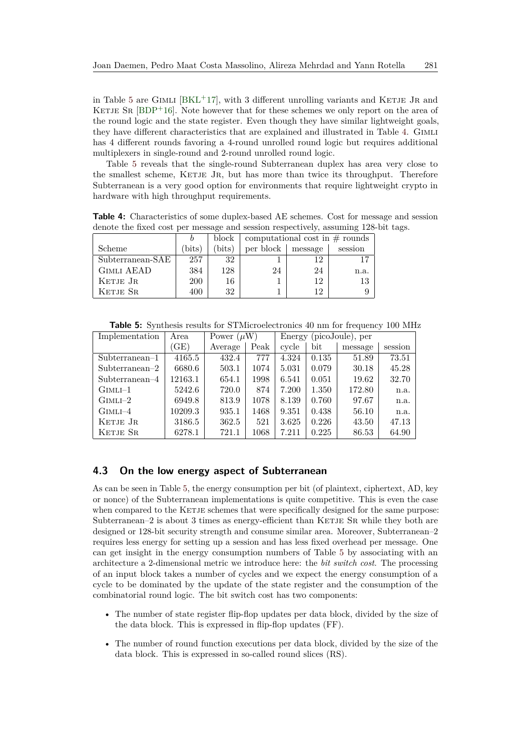in Table 5 are Gimli [BKL+17], with 3 different unrolling variants and Ketje Jr and Ketje Sr [BDP+16]. Note however that for these schemes we only report on the area of the round logic and the state register. Even though they have similar lightweight goals, they have different characteristics that are explained and illustrated in Table 4. Gimli has 4 different rounds favoring a 4-round unrolled round logic but requires additional multiplexers in single-round and 2-round unrolled round logic.

Table 5 reveals that the single-round Subterranean duplex has area very close to the smallest scheme, Ketje Jr, but has more than twice its throughput. Therefore Subterranean is a very good option for environments that require lightweight crypto in hardware with high throughput requirements.

**Table 4:** Characteristics of some duplex-based AE schemes. Cost for message and session denote the fixed cost per message and session respectively, assuming 128-bit tags.

| | $b$ | block | computational cost in # rounds | | |
|---|---|---|---|---|---|
| Scheme | (bits) | (bits) | per block | message | session |
| Subterranean-SAE | 257 | 32 | 1 | 12 | 17 |
| Gimli AEAD | 384 | 128 | 24 | 24 | n.a. |
| Ketje Jr | 200 | 16 | 1 | 12 | 13 |
| Ketje Sr | 400 | 32 | 1 | 12 | 9 |

**Table 5:** Synthesis results for STMicroelectronics 40 nm for frequency 100 MHz

| Implementation | Area | Power ($\mu$W) | | Energy (picoJoule), per | | | |
|---|---|---|---|---|---|---|---|
| | (GE) | Average | Peak | cycle | bit | message | session |
| Subterranean–1 | 4165.5 | 432.4 | 777 | 4.324 | 0.135 | 51.89 | 73.51 |
| Subterranean–2 | 6680.6 | 503.1 | 1074 | 5.031 | 0.079 | 30.18 | 45.28 |
| Subterranean–4 | 12163.1 | 654.1 | 1998 | 6.541 | 0.051 | 19.62 | 32.70 |
| Gimli–1 | 5242.6 | 720.0 | 874 | 7.200 | 1.350 | 172.80 | n.a. |
| Gimli–2 | 6949.8 | 813.9 | 1078 | 8.139 | 0.760 | 97.67 | n.a. |
| Gimli–4 | 10209.3 | 935.1 | 1468 | 9.351 | 0.438 | 56.10 | n.a. |
| Ketje Jr | 3186.5 | 362.5 | 521 | 3.625 | 0.226 | 43.50 | 47.13 |
| Ketje Sr | 6278.1 | 721.1 | 1068 | 7.211 | 0.225 | 86.53 | 64.90 |

### 4.3 On the low energy aspect of Subterranean

As can be seen in Table 5, the energy consumption per bit (of plaintext, ciphertext, AD, key or nonce) of the Subterranean implementations is quite competitive. This is even the case when compared to the Ketje schemes that were specifically designed for the same purpose: Subterranean–2 is about 3 times as energy-efficient than Ketje Sr while they both are designed or 128-bit security strength and consume similar area. Moreover, Subterranean–2 requires less energy for setting up a session and has less fixed overhead per message. One can get insight in the energy consumption numbers of Table 5 by associating with an architecture a 2-dimensional metric we introduce here: the *bit switch cost*. The processing of an input block takes a number of cycles and we expect the energy consumption of a cycle to be dominated by the update of the state register and the consumption of the combinatorial round logic. The bit switch cost has two components:

- The number of state register flip-flop updates per data block, divided by the size of the data block. This is expressed in flip-flop updates (FF).
- The number of round function executions per data block, divided by the size of the data block. This is expressed in so-called round slices (RS).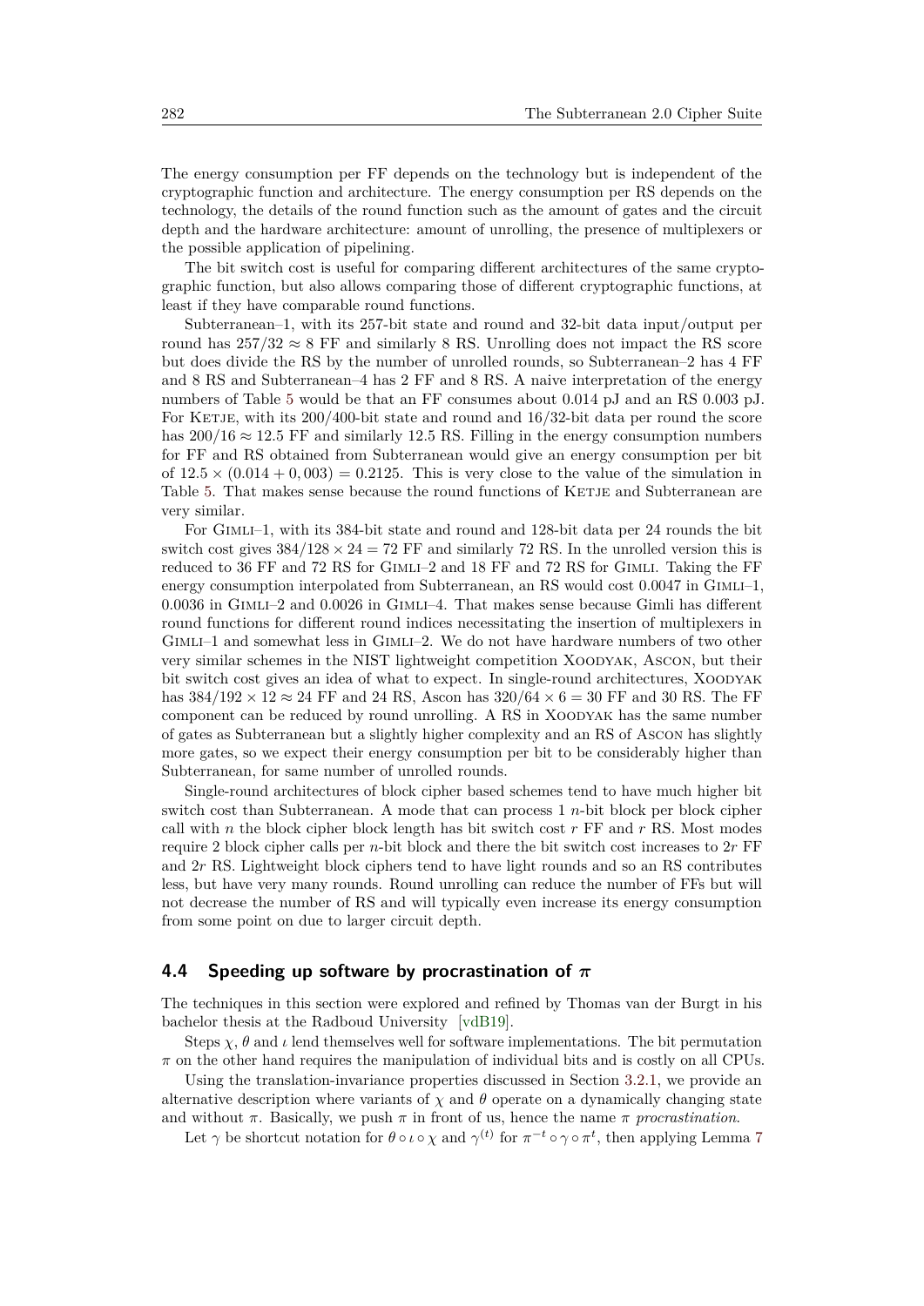The energy consumption per FF depends on the technology but is independent of the cryptographic function and architecture. The energy consumption per RS depends on the technology, the details of the round function such as the amount of gates and the circuit depth and the hardware architecture: amount of unrolling, the presence of multiplexers or the possible application of pipelining.

The bit switch cost is useful for comparing different architectures of the same cryptographic function, but also allows comparing those of different cryptographic functions, at least if they have comparable round functions.

Subterranean–1, with its 257-bit state and round and 32-bit data input/output per round has $257/32 \approx 8$ FF and similarly 8 RS. Unrolling does not impact the RS score but does divide the RS by the number of unrolled rounds, so Subterranean–2 has 4 FF and 8 RS and Subterranean–4 has 2 FF and 8 RS. A naive interpretation of the energy numbers of Table 5 would be that an FF consumes about 0.014 pJ and an RS 0.003 pJ. For Ketje, with its 200/400-bit state and round and 16/32-bit data per round the score has $200/16 \approx 12.5$ FF and similarly 12.5 RS. Filling in the energy consumption numbers for FF and RS obtained from Subterranean would give an energy consumption per bit of $12.5 \times (0.014 + 0,003) = 0.2125$. This is very close to the value of the simulation in Table 5. That makes sense because the round functions of Ketje and Subterranean are very similar.

For Gimli–1, with its 384-bit state and round and 128-bit data per 24 rounds the bit switch cost gives $384/128 \times 24 = 72$ FF and similarly 72 RS. In the unrolled version this is reduced to 36 FF and 72 RS for Gimli–2 and 18 FF and 72 RS for Gimli. Taking the FF energy consumption interpolated from Subterranean, an RS would cost 0.0047 in Gimli–1, 0.0036 in Gimli–2 and 0.0026 in Gimli–4. That makes sense because Gimli has different round functions for different round indices necessitating the insertion of multiplexers in Gimli–1 and somewhat less in Gimli–2. We do not have hardware numbers of two other very similar schemes in the NIST lightweight competition Xoodyak, Ascon, but their bit switch cost gives an idea of what to expect. In single-round architectures, Xoodyak has $384/192 \times 12 \approx 24$ FF and 24 RS, Ascon has $320/64 \times 6 = 30$ FF and 30 RS. The FF component can be reduced by round unrolling. A RS in Xoodyak has the same number of gates as Subterranean but a slightly higher complexity and an RS of Ascon has slightly more gates, so we expect their energy consumption per bit to be considerably higher than Subterranean, for same number of unrolled rounds.

Single-round architectures of block cipher based schemes tend to have much higher bit switch cost than Subterranean. A mode that can process 1 $n$-bit block per block cipher call with $n$ the block cipher block length has bit switch cost $r$ FF and $r$ RS. Most modes require 2 block cipher calls per $n$-bit block and there the bit switch cost increases to $2r$ FF and $2r$ RS. Lightweight block ciphers tend to have light rounds and so an RS contributes less, but have very many rounds. Round unrolling can reduce the number of FFs but will not decrease the number of RS and will typically even increase its energy consumption from some point on due to larger circuit depth.

### 4.4 Speeding up software by procrastination of $\pi$

The techniques in this section were explored and refined by Thomas van der Burgt in his bachelor thesis at the Radboud University [vdB19].

Steps $\chi$, $\theta$ and $\iota$ lend themselves well for software implementations. The bit permutation $\pi$ on the other hand requires the manipulation of individual bits and is costly on all CPUs.

Using the translation-invariance properties discussed in Section 3.2.1, we provide an alternative description where variants of $\chi$ and $\theta$ operate on a dynamically changing state and without $\pi$. Basically, we push $\pi$ in front of us, hence the name *$\pi$ procrastination*.

Let $\gamma$ be shortcut notation for $\theta \circ \iota \circ \chi$ and $\gamma^{(t)}$ for $\pi^{-t} \circ \gamma \circ \pi^t$, then applying Lemma 7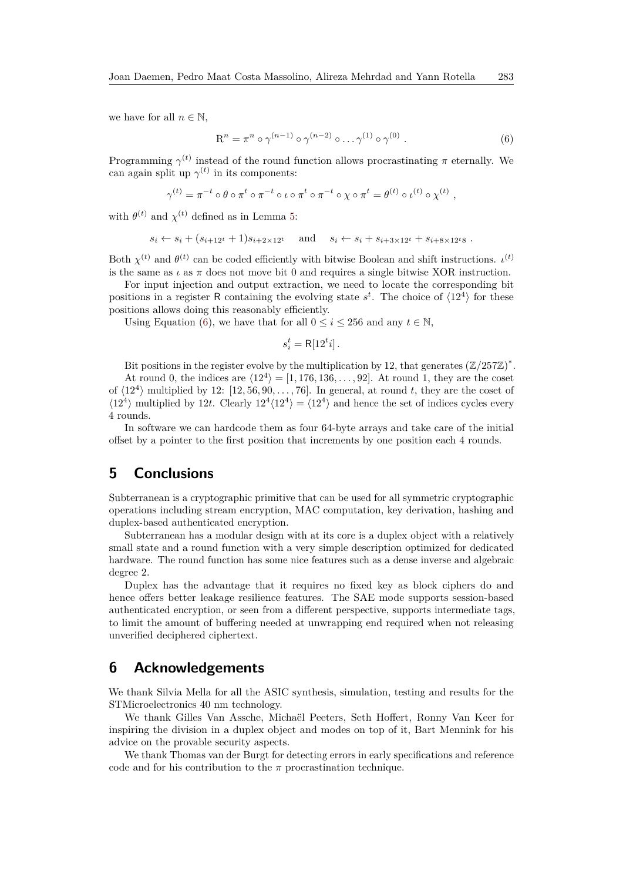we have for all $n \in \mathbb{N}$,

$$\mathrm{R}^n = \pi^n \circ \gamma^{(n-1)} \circ \gamma^{(n-2)} \circ \dots \gamma^{(1)} \circ \gamma^{(0)} . \tag{6}$$

Programming $\gamma^{(t)}$ instead of the round function allows procrastinating $\pi$ eternally. We can again split up $\gamma^{(t)}$ in its components:

$$\gamma^{(t)} = \pi^{-t} \circ \theta \circ \pi^t \circ \pi^{-t} \circ \iota \circ \pi^t \circ \pi^{-t} \circ \chi \circ \pi^t = \theta^{(t)} \circ \iota^{(t)} \circ \chi^{(t)} ,$$

with $\theta^{(t)}$ and $\chi^{(t)}$ defined as in Lemma 5:

$$s_i \leftarrow s_i + (s_{i+12^t} + 1)s_{i+2\times 12^t} \quad \text{ and } \quad s_i \leftarrow s_i + s_{i+3\times 12^t} + s_{i+8\times 12^t 8} .$$

Both $\chi^{(t)}$ and $\theta^{(t)}$ can be coded efficiently with bitwise Boolean and shift instructions. $\iota^{(t)}$ is the same as $\iota$ as $\pi$ does not move bit 0 and requires a single bitwise XOR instruction.

For input injection and output extraction, we need to locate the corresponding bit positions in a register $\mathsf{R}$ containing the evolving state $s^t$. The choice of $\langle 12^4 \rangle$ for these positions allows doing this reasonably efficiently.

Using Equation (6), we have that for all $0 \leq i \leq 256$ and any $t \in \mathbb{N}$,

$$s_i^t = \mathsf{R}[12^t i] .$$

Bit positions in the register evolve by the multiplication by 12, that generates $(\mathbb{Z}/257\mathbb{Z})^*$.

At round 0, the indices are $\langle 12^4 \rangle = [1, 176, 136, \dots, 92]$. At round 1, they are the coset of $\langle 12^4 \rangle$ multiplied by 12: $[12, 56, 90, \dots, 76]$. In general, at round $t$, they are the coset of $\langle 12^4 \rangle$ multiplied by $12t$. Clearly $12^4 \langle 12^4 \rangle = \langle 12^4 \rangle$ and hence the set of indices cycles every 4 rounds.

In software we can hardcode them as four 64-byte arrays and take care of the initial offset by a pointer to the first position that increments by one position each 4 rounds.

# 5 Conclusions

Subterranean is a cryptographic primitive that can be used for all symmetric cryptographic operations including stream encryption, MAC computation, key derivation, hashing and duplex-based authenticated encryption.

Subterranean has a modular design with at its core is a duplex object with a relatively small state and a round function with a very simple description optimized for dedicated hardware. The round function has some nice features such as a dense inverse and algebraic degree 2.

Duplex has the advantage that it requires no fixed key as block ciphers do and hence offers better leakage resilience features. The SAE mode supports session-based authenticated encryption, or seen from a different perspective, supports intermediate tags, to limit the amount of buffering needed at unwrapping end required when not releasing unverified deciphered ciphertext.

# 6 Acknowledgements

We thank Silvia Mella for all the ASIC synthesis, simulation, testing and results for the STMicroelectronics 40 nm technology.

We thank Gilles Van Assche, Michaël Peeters, Seth Hoffert, Ronny Van Keer for inspiring the division in a duplex object and modes on top of it, Bart Mennink for his advice on the provable security aspects.

We thank Thomas van der Burgt for detecting errors in early specifications and reference code and for his contribution to the $\pi$ procrastination technique.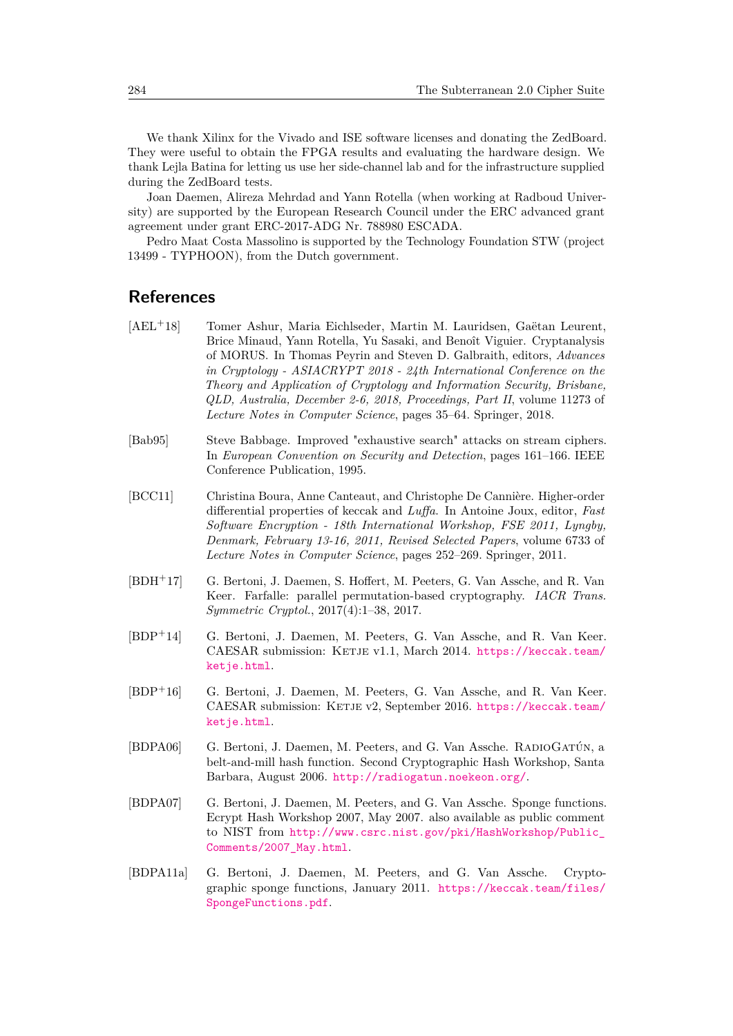We thank Xilinx for the Vivado and ISE software licenses and donating the ZedBoard. They were useful to obtain the FPGA results and evaluating the hardware design. We thank Lejla Batina for letting us use her side-channel lab and for the infrastructure supplied during the ZedBoard tests.

Joan Daemen, Alireza Mehrdad and Yann Rotella (when working at Radboud University) are supported by the European Research Council under the ERC advanced grant agreement under grant ERC-2017-ADG Nr. 788980 ESCADA.

Pedro Maat Costa Massolino is supported by the Technology Foundation STW (project 13499 - TYPHOON), from the Dutch government.

## References

[AEL+18] Tomer Ashur, Maria Eichlseder, Martin M. Lauridsen, Gaëtan Leurent, Brice Minaud, Yann Rotella, Yu Sasaki, and Benoît Viguier. Cryptanalysis of MORUS. In Thomas Peyrin and Steven D. Galbraith, editors, *Advances in Cryptology - ASIACRYPT 2018 - 24th International Conference on the Theory and Application of Cryptology and Information Security, Brisbane, QLD, Australia, December 2-6, 2018, Proceedings, Part II*, volume 11273 of *Lecture Notes in Computer Science*, pages 35–64. Springer, 2018.

[Bab95] Steve Babbage. Improved "exhaustive search" attacks on stream ciphers. In *European Convention on Security and Detection*, pages 161–166. IEEE Conference Publication, 1995.

[BCC11] Christina Boura, Anne Canteaut, and Christophe De Cannière. Higher-order differential properties of keccak and *Luffa*. In Antoine Joux, editor, *Fast Software Encryption - 18th International Workshop, FSE 2011, Lyngby, Denmark, February 13-16, 2011, Revised Selected Papers*, volume 6733 of *Lecture Notes in Computer Science*, pages 252–269. Springer, 2011.

[BDH+17] G. Bertoni, J. Daemen, S. Hoffert, M. Peeters, G. Van Assche, and R. Van Keer. Farfalle: parallel permutation-based cryptography. *IACR Trans. Symmetric Cryptol.*, 2017(4):1–38, 2017.

[BDP+14] G. Bertoni, J. Daemen, M. Peeters, G. Van Assche, and R. Van Keer. CAESAR submission: Ketje v1.1, March 2014. https://keccak.team/ketje.html.

[BDP+16] G. Bertoni, J. Daemen, M. Peeters, G. Van Assche, and R. Van Keer. CAESAR submission: Ketje v2, September 2016. https://keccak.team/ketje.html.

[BDPA06] G. Bertoni, J. Daemen, M. Peeters, and G. Van Assche. RadioGatún, a belt-and-mill hash function. Second Cryptographic Hash Workshop, Santa Barbara, August 2006. http://radiogatun.noekeon.org/.

[BDPA07] G. Bertoni, J. Daemen, M. Peeters, and G. Van Assche. Sponge functions. Ecrypt Hash Workshop 2007, May 2007. also available as public comment to NIST from http://www.csrc.nist.gov/pki/HashWorkshop/Public_Comments/2007_May.html.

[BDPA11a] G. Bertoni, J. Daemen, M. Peeters, and G. Van Assche. Cryptographic sponge functions, January 2011. https://keccak.team/files/SpongeFunctions.pdf.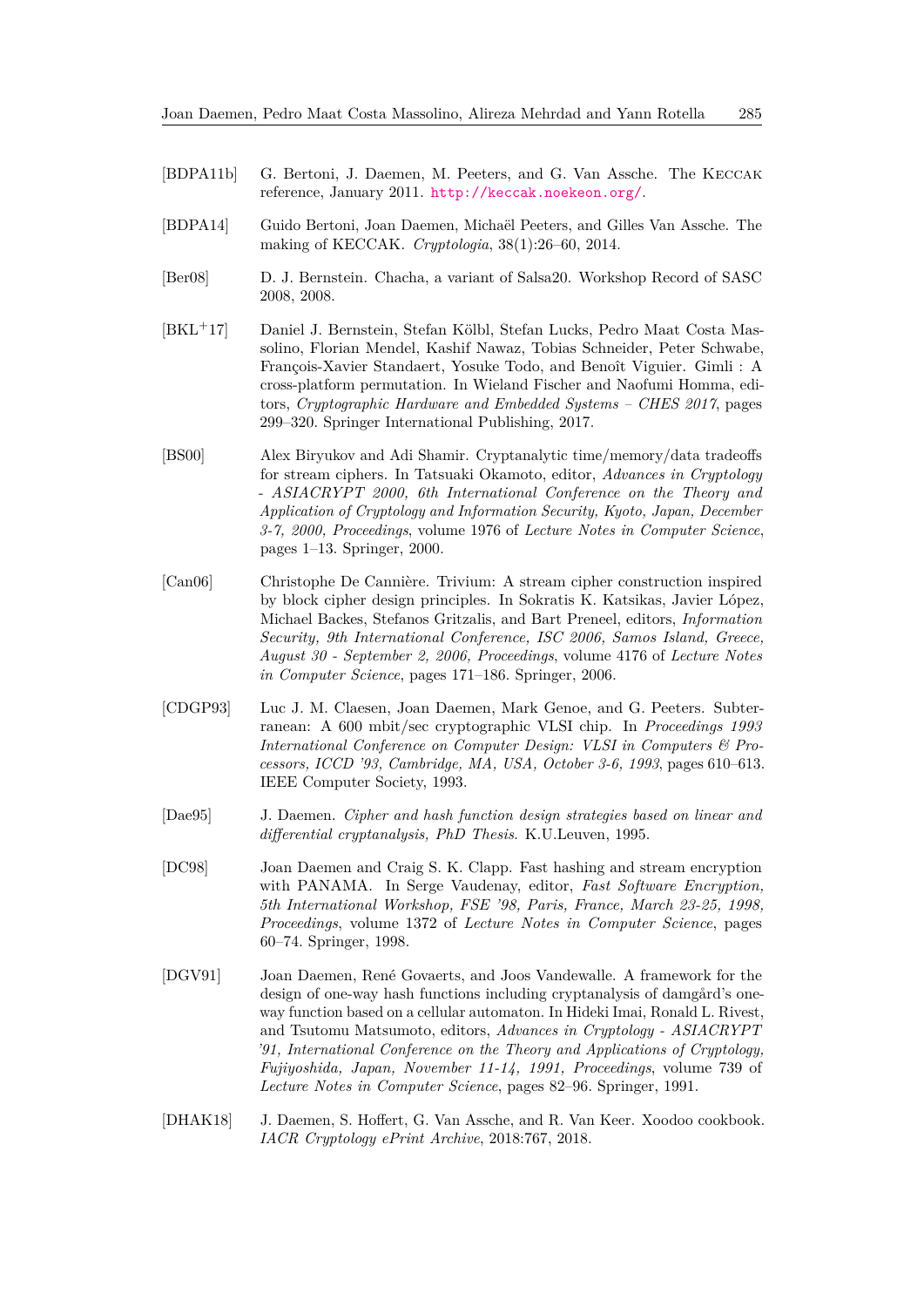[BDPA11b] G. Bertoni, J. Daemen, M. Peeters, and G. Van Assche. The Keccak reference, January 2011. http://keccak.noekeon.org/.

[BDPA14] Guido Bertoni, Joan Daemen, Michaël Peeters, and Gilles Van Assche. The making of KECCAK. *Cryptologia*, 38(1):26–60, 2014.

[Ber08] D. J. Bernstein. Chacha, a variant of Salsa20. Workshop Record of SASC 2008, 2008.

[BKL+17] Daniel J. Bernstein, Stefan Kölbl, Stefan Lucks, Pedro Maat Costa Massolino, Florian Mendel, Kashif Nawaz, Tobias Schneider, Peter Schwabe, François-Xavier Standaert, Yosuke Todo, and Benoît Viguier. Gimli : A cross-platform permutation. In Wieland Fischer and Naofumi Homma, editors, *Cryptographic Hardware and Embedded Systems – CHES 2017*, pages 299–320. Springer International Publishing, 2017.

[BS00] Alex Biryukov and Adi Shamir. Cryptanalytic time/memory/data tradeoffs for stream ciphers. In Tatsuaki Okamoto, editor, *Advances in Cryptology - ASIACRYPT 2000, 6th International Conference on the Theory and Application of Cryptology and Information Security, Kyoto, Japan, December 3-7, 2000, Proceedings*, volume 1976 of *Lecture Notes in Computer Science*, pages 1–13. Springer, 2000.

[Can06] Christophe De Cannière. Trivium: A stream cipher construction inspired by block cipher design principles. In Sokratis K. Katsikas, Javier López, Michael Backes, Stefanos Gritzalis, and Bart Preneel, editors, *Information Security, 9th International Conference, ISC 2006, Samos Island, Greece, August 30 - September 2, 2006, Proceedings*, volume 4176 of *Lecture Notes in Computer Science*, pages 171–186. Springer, 2006.

[CDGP93] Luc J. M. Claesen, Joan Daemen, Mark Genoe, and G. Peeters. Subterranean: A 600 mbit/sec cryptographic VLSI chip. In *Proceedings 1993 International Conference on Computer Design: VLSI in Computers & Processors, ICCD '93, Cambridge, MA, USA, October 3-6, 1993*, pages 610–613. IEEE Computer Society, 1993.

[Dae95] J. Daemen. *Cipher and hash function design strategies based on linear and differential cryptanalysis, PhD Thesis*. K.U.Leuven, 1995.

[DC98] Joan Daemen and Craig S. K. Clapp. Fast hashing and stream encryption with PANAMA. In Serge Vaudenay, editor, *Fast Software Encryption, 5th International Workshop, FSE '98, Paris, France, March 23-25, 1998, Proceedings*, volume 1372 of *Lecture Notes in Computer Science*, pages 60–74. Springer, 1998.

[DGV91] Joan Daemen, René Govaerts, and Joos Vandewalle. A framework for the design of one-way hash functions including cryptanalysis of damgård's one-way function based on a cellular automaton. In Hideki Imai, Ronald L. Rivest, and Tsutomu Matsumoto, editors, *Advances in Cryptology - ASIACRYPT '91, International Conference on the Theory and Applications of Cryptology, Fujiyoshida, Japan, November 11-14, 1991, Proceedings*, volume 739 of *Lecture Notes in Computer Science*, pages 82–96. Springer, 1991.

[DHAK18] J. Daemen, S. Hoffert, G. Van Assche, and R. Van Keer. Xoodoo cookbook. *IACR Cryptology ePrint Archive*, 2018:767, 2018.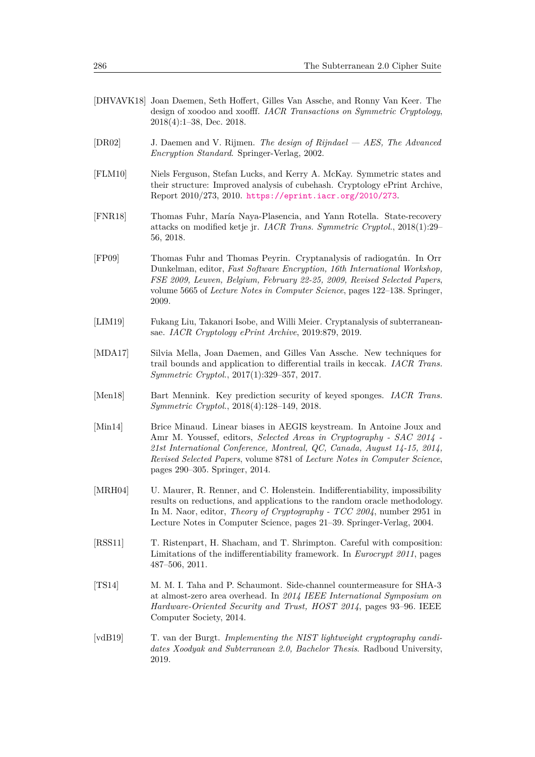[DHVAVK18] Joan Daemen, Seth Hoffert, Gilles Van Assche, and Ronny Van Keer. The design of xoodoo and xoofff. *IACR Transactions on Symmetric Cryptology*, 2018(4):1–38, Dec. 2018.

[DR02] J. Daemen and V. Rijmen. *The design of Rijndael — AES, The Advanced Encryption Standard*. Springer-Verlag, 2002.

[FLM10] Niels Ferguson, Stefan Lucks, and Kerry A. McKay. Symmetric states and their structure: Improved analysis of cubehash. Cryptology ePrint Archive, Report 2010/273, 2010. https://eprint.iacr.org/2010/273.

[FNR18] Thomas Fuhr, María Naya-Plasencia, and Yann Rotella. State-recovery attacks on modified ketje jr. *IACR Trans. Symmetric Cryptol.*, 2018(1):29–56, 2018.

[FP09] Thomas Fuhr and Thomas Peyrin. Cryptanalysis of radiogatún. In Orr Dunkelman, editor, *Fast Software Encryption, 16th International Workshop, FSE 2009, Leuven, Belgium, February 22-25, 2009, Revised Selected Papers*, volume 5665 of *Lecture Notes in Computer Science*, pages 122–138. Springer, 2009.

[LIM19] Fukang Liu, Takanori Isobe, and Willi Meier. Cryptanalysis of subterranean-sae. *IACR Cryptology ePrint Archive*, 2019:879, 2019.

[MDA17] Silvia Mella, Joan Daemen, and Gilles Van Assche. New techniques for trail bounds and application to differential trails in keccak. *IACR Trans. Symmetric Cryptol.*, 2017(1):329–357, 2017.

[Men18] Bart Mennink. Key prediction security of keyed sponges. *IACR Trans. Symmetric Cryptol.*, 2018(4):128–149, 2018.

[Min14] Brice Minaud. Linear biases in AEGIS keystream. In Antoine Joux and Amr M. Youssef, editors, *Selected Areas in Cryptography - SAC 2014 - 21st International Conference, Montreal, QC, Canada, August 14-15, 2014, Revised Selected Papers*, volume 8781 of *Lecture Notes in Computer Science*, pages 290–305. Springer, 2014.

[MRH04] U. Maurer, R. Renner, and C. Holenstein. Indifferentiability, impossibility results on reductions, and applications to the random oracle methodology. In M. Naor, editor, *Theory of Cryptography - TCC 2004*, number 2951 in Lecture Notes in Computer Science, pages 21–39. Springer-Verlag, 2004.

[RSS11] T. Ristenpart, H. Shacham, and T. Shrimpton. Careful with composition: Limitations of the indifferentiability framework. In *Eurocrypt 2011*, pages 487–506, 2011.

[TS14] M. M. I. Taha and P. Schaumont. Side-channel countermeasure for SHA-3 at almost-zero area overhead. In *2014 IEEE International Symposium on Hardware-Oriented Security and Trust, HOST 2014*, pages 93–96. IEEE Computer Society, 2014.

[vdB19] T. van der Burgt. *Implementing the NIST lightweight cryptography candidates Xoodyak and Subterranean 2.0, Bachelor Thesis*. Radboud University, 2019.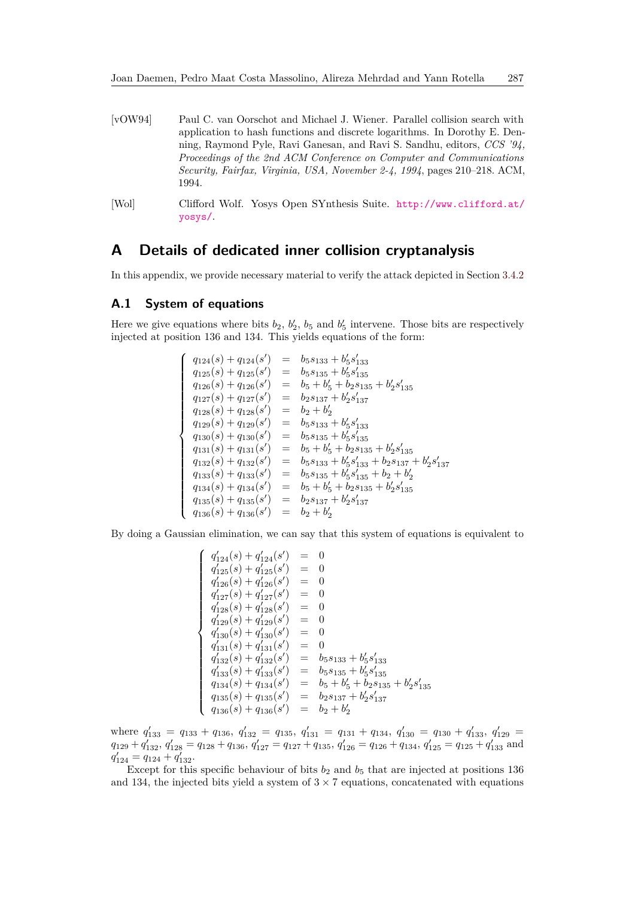[vOW94] Paul C. van Oorschot and Michael J. Wiener. Parallel collision search with application to hash functions and discrete logarithms. In Dorothy E. Denning, Raymond Pyle, Ravi Ganesan, and Ravi S. Sandhu, editors, *CCS '94, Proceedings of the 2nd ACM Conference on Computer and Communications Security, Fairfax, Virginia, USA, November 2-4, 1994*, pages 210–218. ACM, 1994.

[Wol] Clifford Wolf. Yosys Open SYnthesis Suite. http://www.clifford.at/yosys/.

# A Details of dedicated inner collision cryptanalysis

In this appendix, we provide necessary material to verify the attack depicted in Section 3.4.2

## A.1 System of equations

Here we give equations where bits $b_2$, $b'_2$, $b_5$ and $b'_5$ intervene. Those bits are respectively injected at position 136 and 134. This yields equations of the form:

$$
\left\{
\begin{array}{lcl}
q_{124}(s) + q_{124}(s') & = & b_5 s_{133} + b'_5 s'_{133} \\
q_{125}(s) + q_{125}(s') & = & b_5 s_{135} + b'_5 s'_{135} \\
q_{126}(s) + q_{126}(s') & = & b_5 + b'_5 + b_2 s_{135} + b'_2 s'_{135} \\
q_{127}(s) + q_{127}(s') & = & b_2 s_{137} + b'_2 s'_{137} \\
q_{128}(s) + q_{128}(s') & = & b_2 + b'_2 \\
q_{129}(s) + q_{129}(s') & = & b_5 s_{133} + b'_5 s'_{133} \\
q_{130}(s) + q_{130}(s') & = & b_5 s_{135} + b'_5 s'_{135} \\
q_{131}(s) + q_{131}(s') & = & b_5 + b'_5 + b_2 s_{135} + b'_2 s'_{135} \\
q_{132}(s) + q_{132}(s') & = & b_5 s_{133} + b'_5 s'_{133} + b_2 s_{137} + b'_2 s'_{137} \\
q_{133}(s) + q_{133}(s') & = & b_5 s_{135} + b'_5 s'_{135} + b_2 + b'_2 \\
q_{134}(s) + q_{134}(s') & = & b_5 + b'_5 + b_2 s_{135} + b'_2 s'_{135} \\
q_{135}(s) + q_{135}(s') & = & b_2 s_{137} + b'_2 s'_{137} \\
q_{136}(s) + q_{136}(s') & = & b_2 + b'_2
\end{array}
\right.
$$

By doing a Gaussian elimination, we can say that this system of equations is equivalent to

$$
\left\{
\begin{array}{lcl}
q'_{124}(s) + q'_{124}(s') & = & 0 \\
q'_{125}(s) + q'_{125}(s') & = & 0 \\
q'_{126}(s) + q'_{126}(s') & = & 0 \\
q'_{127}(s) + q'_{127}(s') & = & 0 \\
q'_{128}(s) + q'_{128}(s') & = & 0 \\
q'_{129}(s) + q'_{129}(s') & = & 0 \\
q'_{130}(s) + q'_{130}(s') & = & 0 \\
q'_{131}(s) + q'_{131}(s') & = & 0 \\
q'_{132}(s) + q'_{132}(s') & = & b_5 s_{133} + b'_5 s'_{133} \\
q'_{133}(s) + q'_{133}(s') & = & b_5 s_{135} + b'_5 s'_{135} \\
q_{134}(s) + q_{134}(s') & = & b_5 + b'_5 + b_2 s_{135} + b'_2 s'_{135} \\
q_{135}(s) + q_{135}(s') & = & b_2 s_{137} + b'_2 s'_{137} \\
q_{136}(s) + q_{136}(s') & = & b_2 + b'_2
\end{array}
\right.
$$

where $q'_{133} = q_{133} + q_{136}$, $q'_{132} = q_{135}$, $q'_{131} = q_{131} + q_{134}$, $q'_{130} = q_{130} + q'_{133}$, $q'_{129} = q_{129} + q'_{132}$, $q'_{128} = q_{128} + q_{136}$, $q'_{127} = q_{127} + q_{135}$, $q'_{126} = q_{126} + q_{134}$, $q'_{125} = q_{125} + q'_{133}$ and $q'_{124} = q_{124} + q'_{132}$.

Except for this specific behaviour of bits $b_2$ and $b_5$ that are injected at positions 136 and 134, the injected bits yield a system of $3 \times 7$ equations, concatenated with equations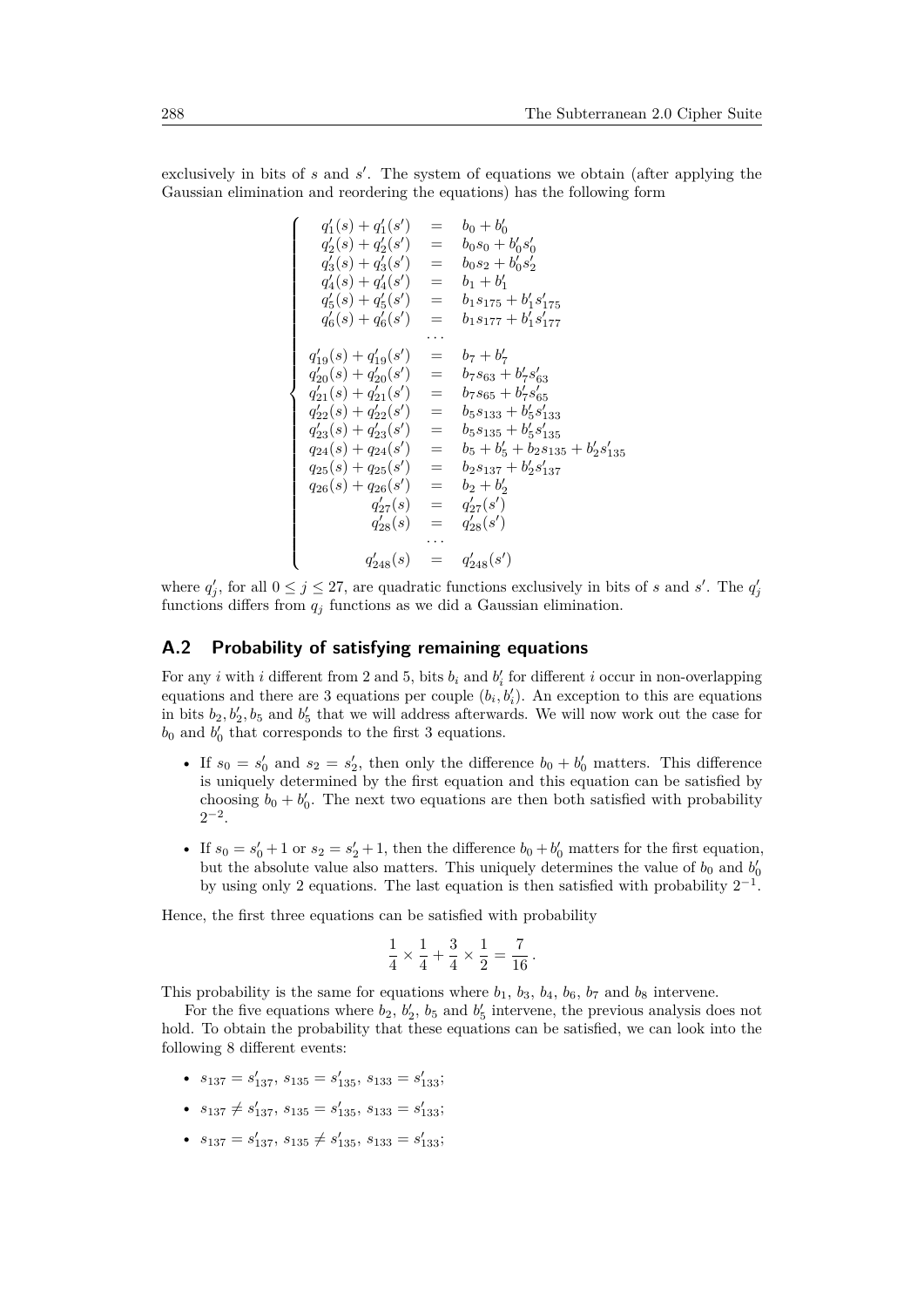exclusively in bits of $s$ and $s'$. The system of equations we obtain (after applying the Gaussian elimination and reordering the equations) has the following form

$$
\begin{cases}
q'_1(s) + q'_1(s') & = & b_0 + b'_0 \\
q'_2(s) + q'_2(s') & = & b_0 s_0 + b'_0 s'_0 \\
q'_3(s) + q'_3(s') & = & b_0 s_2 + b'_0 s'_2 \\
q'_4(s) + q'_4(s') & = & b_1 + b'_1 \\
q'_5(s) + q'_5(s') & = & b_1 s_{175} + b'_1 s'_{175} \\
q'_6(s) + q'_6(s') & = & b_1 s_{177} + b'_1 s'_{177} \\
 & \cdots & \\
q'_{19}(s) + q'_{19}(s') & = & b_7 + b'_7 \\
q'_{20}(s) + q'_{20}(s') & = & b_7 s_{63} + b'_7 s'_{63} \\
q'_{21}(s) + q'_{21}(s') & = & b_7 s_{65} + b'_7 s'_{65} \\
q'_{22}(s) + q'_{22}(s') & = & b_5 s_{133} + b'_5 s'_{133} \\
q'_{23}(s) + q'_{23}(s') & = & b_5 s_{135} + b'_5 s'_{135} \\
q_{24}(s) + q_{24}(s') & = & b_5 + b'_5 + b_2 s_{135} + b'_2 s'_{135} \\
q_{25}(s) + q_{25}(s') & = & b_2 s_{137} + b'_2 s'_{137} \\
q_{26}(s) + q_{26}(s') & = & b_2 + b'_2 \\
q'_{27}(s) & = & q'_{27}(s') \\
q'_{28}(s) & = & q'_{28}(s') \\
 & \cdots & \\
q'_{248}(s) & = & q'_{248}(s')
\end{cases}
$$

where $q'_j$, for all $0 \leq j \leq 27$, are quadratic functions exclusively in bits of $s$ and $s'$. The $q'_j$ functions differs from $q_j$ functions as we did a Gaussian elimination.

## A.2 Probability of satisfying remaining equations

For any $i$ with $i$ different from 2 and 5, bits $b_i$ and $b'_i$ for different $i$ occur in non-overlapping equations and there are 3 equations per couple $(b_i, b'_i)$. An exception to this are equations in bits $b_2, b'_2, b_5$ and $b'_5$ that we will address afterwards. We will now work out the case for $b_0$ and $b'_0$ that corresponds to the first 3 equations.

- If $s_0 = s'_0$ and $s_2 = s'_2$, then only the difference $b_0 + b'_0$ matters. This difference is uniquely determined by the first equation and this equation can be satisfied by choosing $b_0 + b'_0$. The next two equations are then both satisfied with probability $2^{-2}$.
- If $s_0 = s'_0 + 1$ or $s_2 = s'_2 + 1$, then the difference $b_0 + b'_0$ matters for the first equation, but the absolute value also matters. This uniquely determines the value of $b_0$ and $b'_0$ by using only 2 equations. The last equation is then satisfied with probability $2^{-1}$.

Hence, the first three equations can be satisfied with probability

$$\frac{1}{4} \times \frac{1}{4} + \frac{3}{4} \times \frac{1}{2} = \frac{7}{16}\,.$$

This probability is the same for equations where $b_1$, $b_3$, $b_4$, $b_6$, $b_7$ and $b_8$ intervene.

For the five equations where $b_2$, $b'_2$, $b_5$ and $b'_5$ intervene, the previous analysis does not hold. To obtain the probability that these equations can be satisfied, we can look into the following 8 different events:

- $s_{137} = s'_{137}$, $s_{135} = s'_{135}$, $s_{133} = s'_{133}$;
- $s_{137} \neq s'_{137}$, $s_{135} = s'_{135}$, $s_{133} = s'_{133}$;
- $s_{137} = s'_{137}$, $s_{135} \neq s'_{135}$, $s_{133} = s'_{133}$;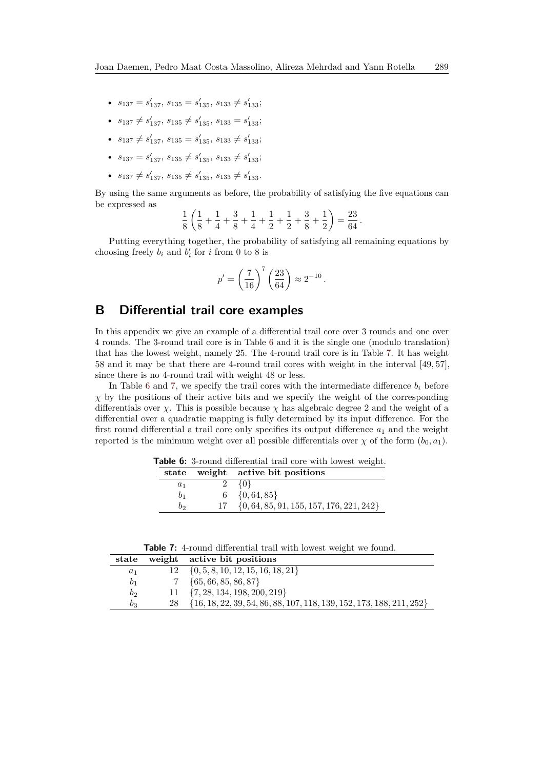- $s_{137} = s'_{137}$, $s_{135} = s'_{135}$, $s_{133} \neq s'_{133}$;
- $s_{137} \neq s'_{137}$, $s_{135} \neq s'_{135}$, $s_{133} = s'_{133}$;
- $s_{137} \neq s'_{137}$, $s_{135} = s'_{135}$, $s_{133} \neq s'_{133}$;
- $s_{137} = s'_{137}$, $s_{135} \neq s'_{135}$, $s_{133} \neq s'_{133}$;
- $s_{137} \neq s'_{137}$, $s_{135} \neq s'_{135}$, $s_{133} \neq s'_{133}$.

By using the same arguments as before, the probability of satisfying the five equations can be expressed as

$$\frac{1}{8}\left(\frac{1}{8}+\frac{1}{4}+\frac{3}{8}+\frac{1}{4}+\frac{1}{2}+\frac{1}{2}+\frac{3}{8}+\frac{1}{2}\right)=\frac{23}{64}.$$

Putting everything together, the probability of satisfying all remaining equations by choosing freely $b_i$ and $b'_i$ for $i$ from 0 to 8 is

$$p' = \left(\frac{7}{16}\right)^7 \left(\frac{23}{64}\right) \approx 2^{-10}.$$

## B Differential trail core examples

In this appendix we give an example of a differential trail core over 3 rounds and one over 4 rounds. The 3-round trail core is in Table 6 and it is the single one (modulo translation) that has the lowest weight, namely 25. The 4-round trail core is in Table 7. It has weight 58 and it may be that there are 4-round trail cores with weight in the interval $[49, 57]$, since there is no 4-round trail with weight 48 or less.

In Table 6 and 7, we specify the trail cores with the intermediate difference $b_i$ before $\chi$ by the positions of their active bits and we specify the weight of the corresponding differentials over $\chi$. This is possible because $\chi$ has algebraic degree 2 and the weight of a differential over a quadratic mapping is fully determined by its input difference. For the first round differential a trail core only specifies its output difference $a_1$ and the weight reported is the minimum weight over all possible differentials over $\chi$ of the form $(b_0, a_1)$.

**Table 6:** 3-round differential trail core with lowest weight.

| state | weight | active bit positions |
|---|---|---|
| $a_1$ | 2 | $\{0\}$ |
| $b_1$ | 6 | $\{0, 64, 85\}$ |
| $b_2$ | 17 | $\{0, 64, 85, 91, 155, 157, 176, 221, 242\}$ |

**Table 7:** 4-round differential trail with lowest weight we found.

| state | weight | active bit positions |
|---|---|---|
| $a_1$ | 12 | $\{0, 5, 8, 10, 12, 15, 16, 18, 21\}$ |
| $b_1$ | 7 | $\{65, 66, 85, 86, 87\}$ |
| $b_2$ | 11 | $\{7, 28, 134, 198, 200, 219\}$ |
| $b_3$ | 28 | $\{16, 18, 22, 39, 54, 86, 88, 107, 118, 139, 152, 173, 188, 211, 252\}$ |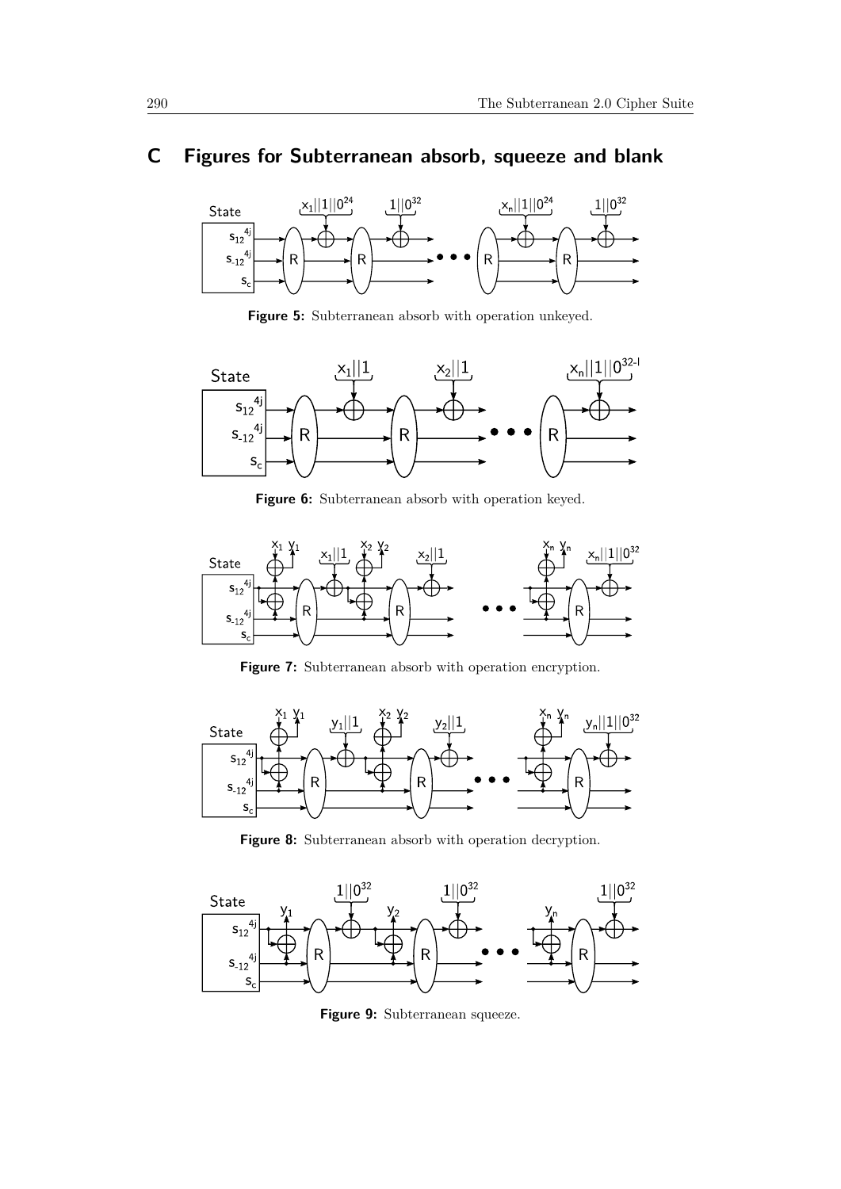# C Figures for Subterranean absorb, squeeze and blank

**Figure 5:** Subterranean absorb with operation unkeyed.

**Figure 6:** Subterranean absorb with operation keyed.

**Figure 7:** Subterranean absorb with operation encryption.

**Figure 8:** Subterranean absorb with operation decryption.

**Figure 9:** Subterranean squeeze.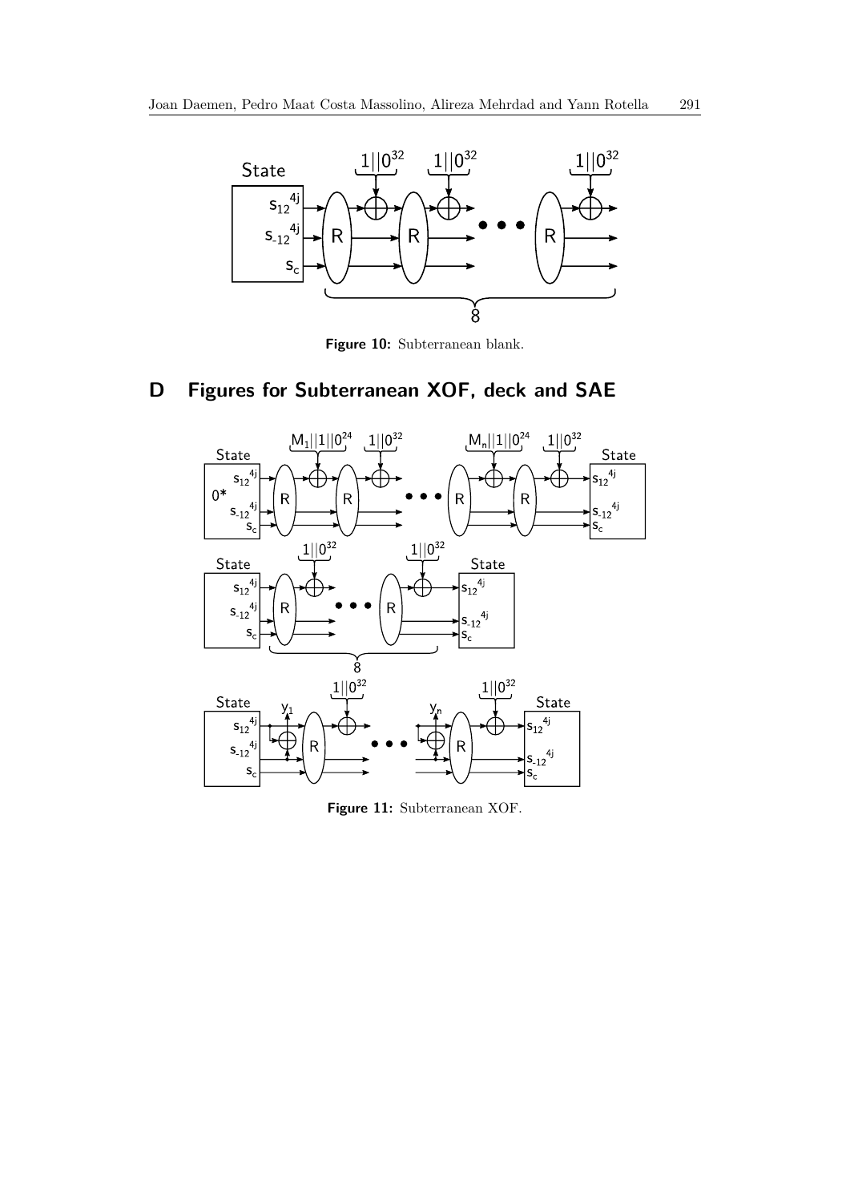Figure 10: Subterranean blank.

# D Figures for Subterranean XOF, deck and SAE

Figure 11: Subterranean XOF.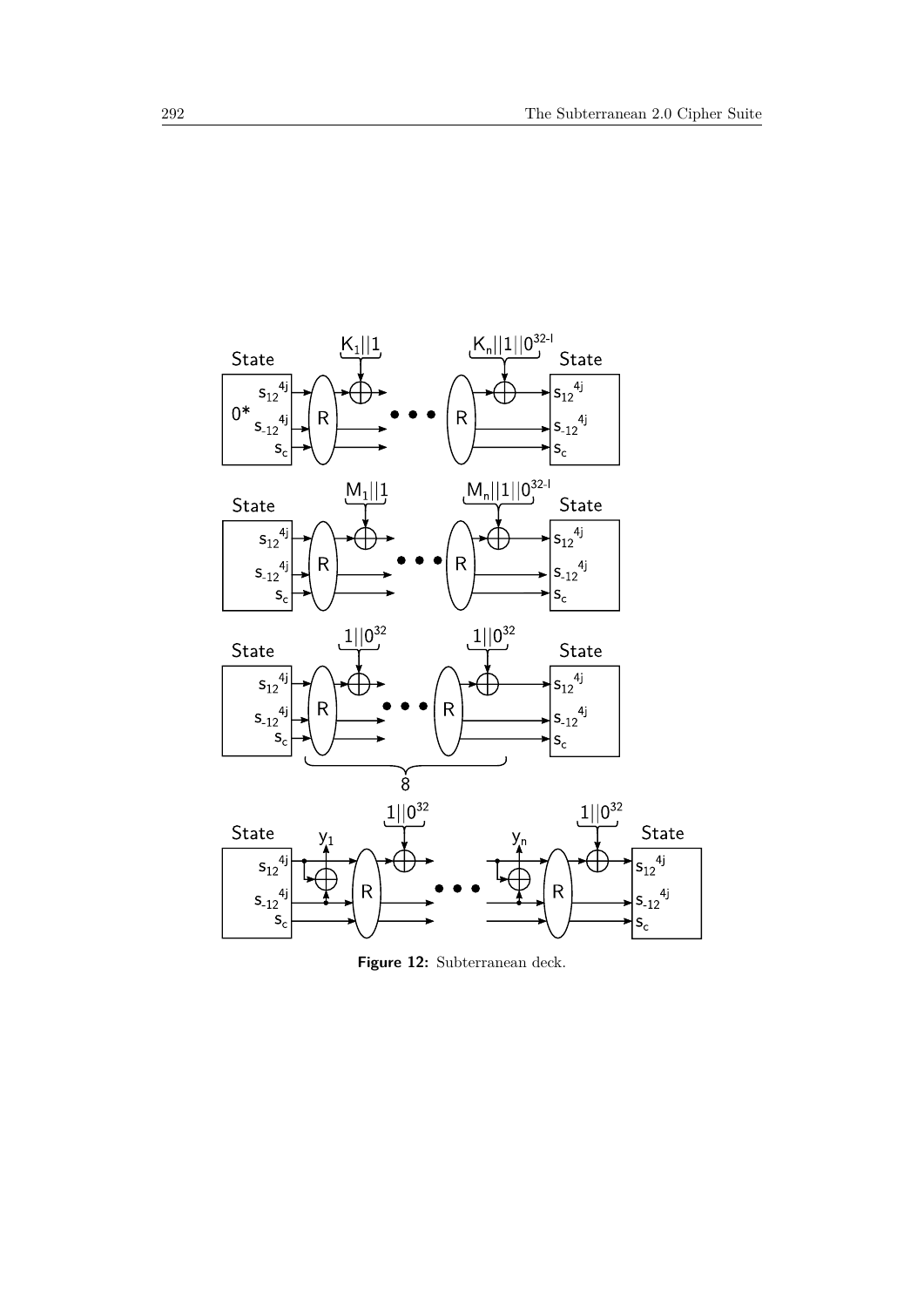**Figure 12:** Subterranean deck.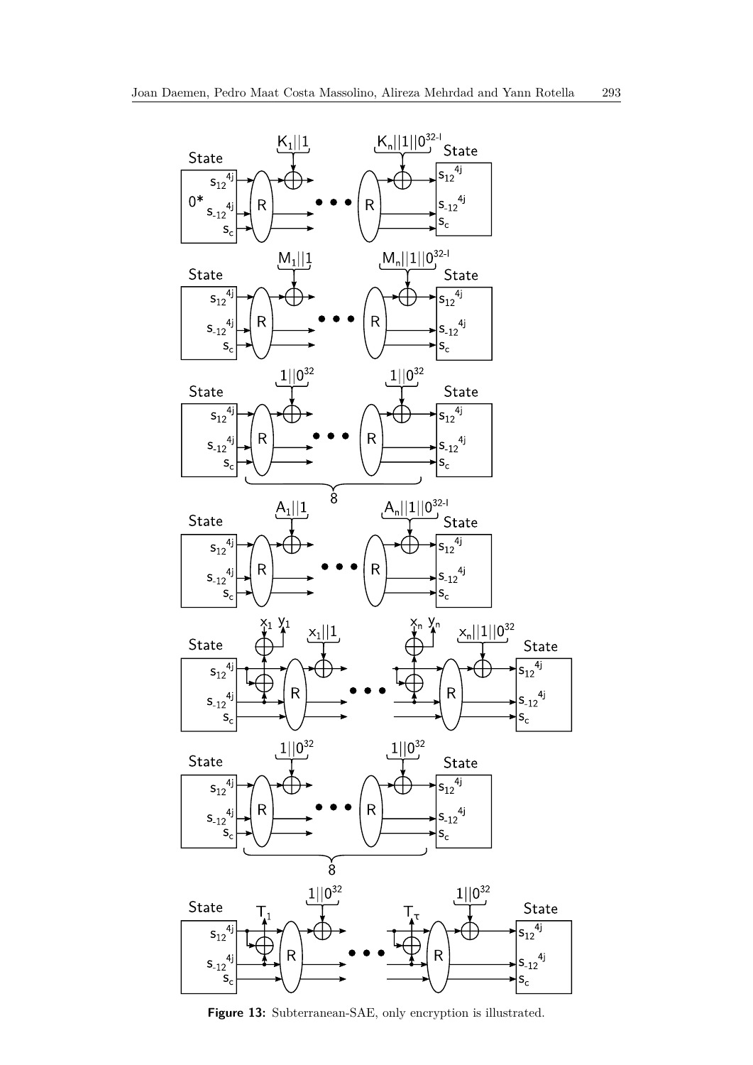**Figure 13:** Subterranean-SAE, only encryption is illustrated.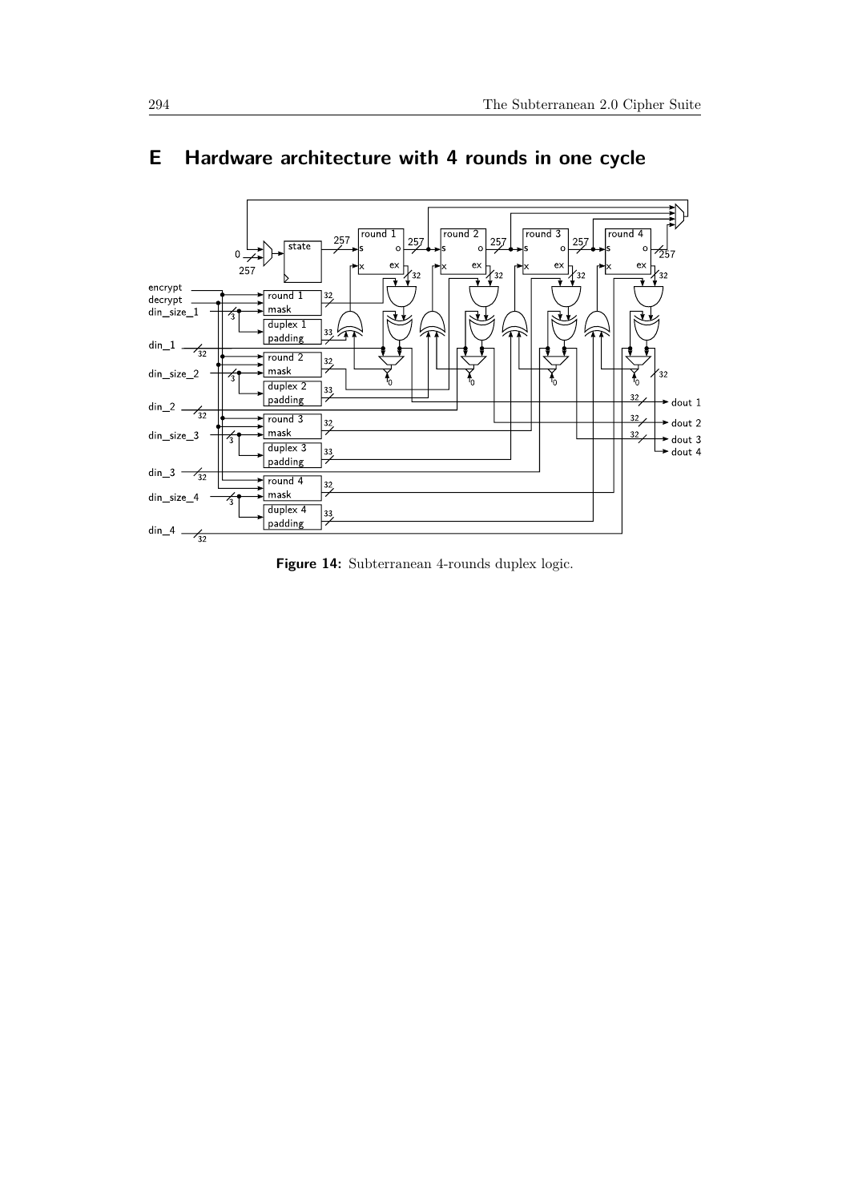# E Hardware architecture with 4 rounds in one cycle

state
round 1
round 2
round 3
round 4
s
o
x
ex
0
257
32
33
3
encrypt
decrypt
din_size_1
din_1
din_size_2
din_2
din_size_3
din_3
din_size_4
din_4
round 1 mask
duplex 1 padding
round 2 mask
duplex 2 padding
round 3 mask
duplex 3 padding
round 4 mask
duplex 4 padding
dout 1
dout 2
dout 3
dout 4

**Figure 14:** Subterranean 4-rounds duplex logic.